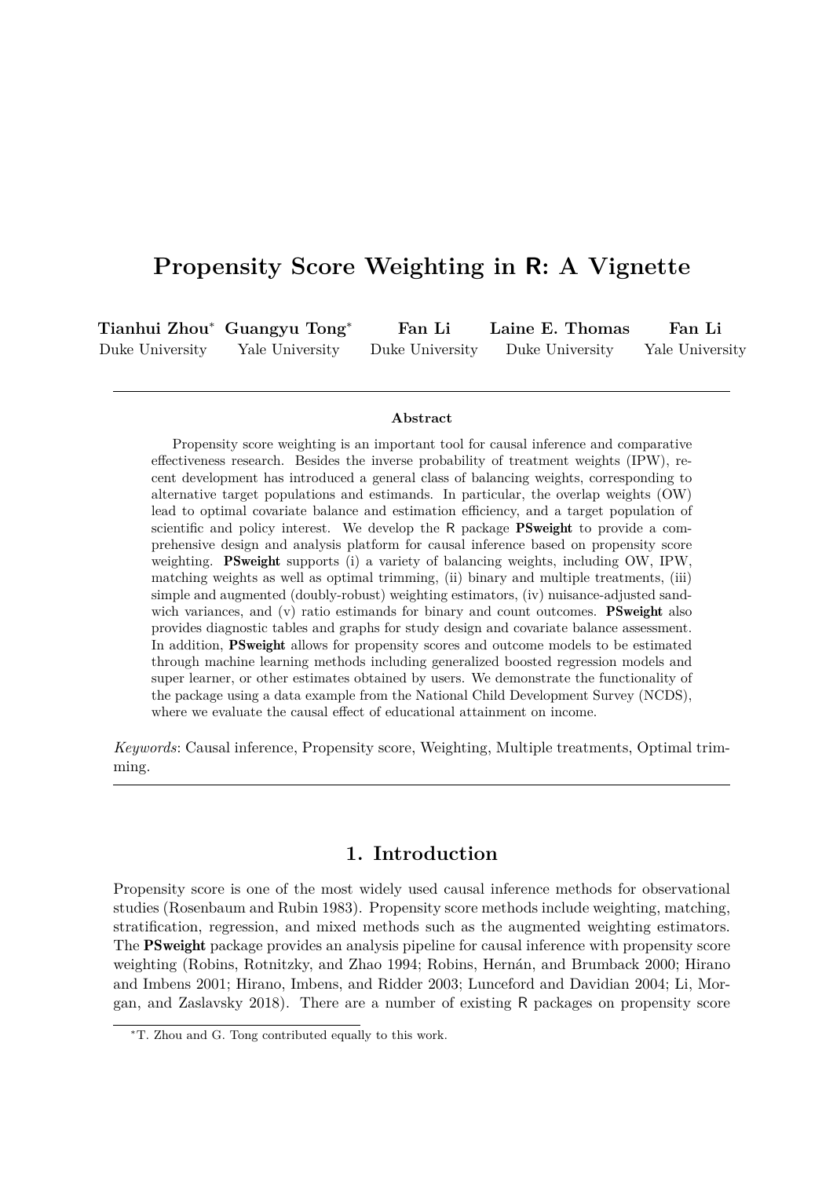# Propensity Score Weighting in R: A Vignette

**Tianhui Zhou*** Duke University

**Guangyu Tong*** Yale University

**Fan Li** Duke University

**Laine E. Thomas** Duke University

**Fan Li** Yale University

---

### Abstract

Propensity score weighting is an important tool for causal inference and comparative effectiveness research. Besides the inverse probability of treatment weights (IPW), recent development has introduced a general class of balancing weights, corresponding to alternative target populations and estimands. In particular, the overlap weights (OW) lead to optimal covariate balance and estimation efficiency, and a target population of scientific and policy interest. We develop the R package **PSweight** to provide a comprehensive design and analysis platform for causal inference based on propensity score weighting. **PSweight** supports (i) a variety of balancing weights, including OW, IPW, matching weights as well as optimal trimming, (ii) binary and multiple treatments, (iii) simple and augmented (doubly-robust) weighting estimators, (iv) nuisance-adjusted sandwich variances, and (v) ratio estimands for binary and count outcomes. **PSweight** also provides diagnostic tables and graphs for study design and covariate balance assessment. In addition, **PSweight** allows for propensity scores and outcome models to be estimated through machine learning methods including generalized boosted regression models and super learner, or other estimates obtained by users. We demonstrate the functionality of the package using a data example from the National Child Development Survey (NCDS), where we evaluate the causal effect of educational attainment on income.

*Keywords*: Causal inference, Propensity score, Weighting, Multiple treatments, Optimal trimming.

---

## 1. Introduction

Propensity score is one of the most widely used causal inference methods for observational studies (Rosenbaum and Rubin 1983). Propensity score methods include weighting, matching, stratification, regression, and mixed methods such as the augmented weighting estimators. The **PSweight** package provides an analysis pipeline for causal inference with propensity score weighting (Robins, Rotnitzky, and Zhao 1994; Robins, Hernán, and Brumback 2000; Hirano and Imbens 2001; Hirano, Imbens, and Ridder 2003; Lunceford and Davidian 2004; Li, Morgan, and Zaslavsky 2018). There are a number of existing R packages on propensity score

*T. Zhou and G. Tong contributed equally to this work.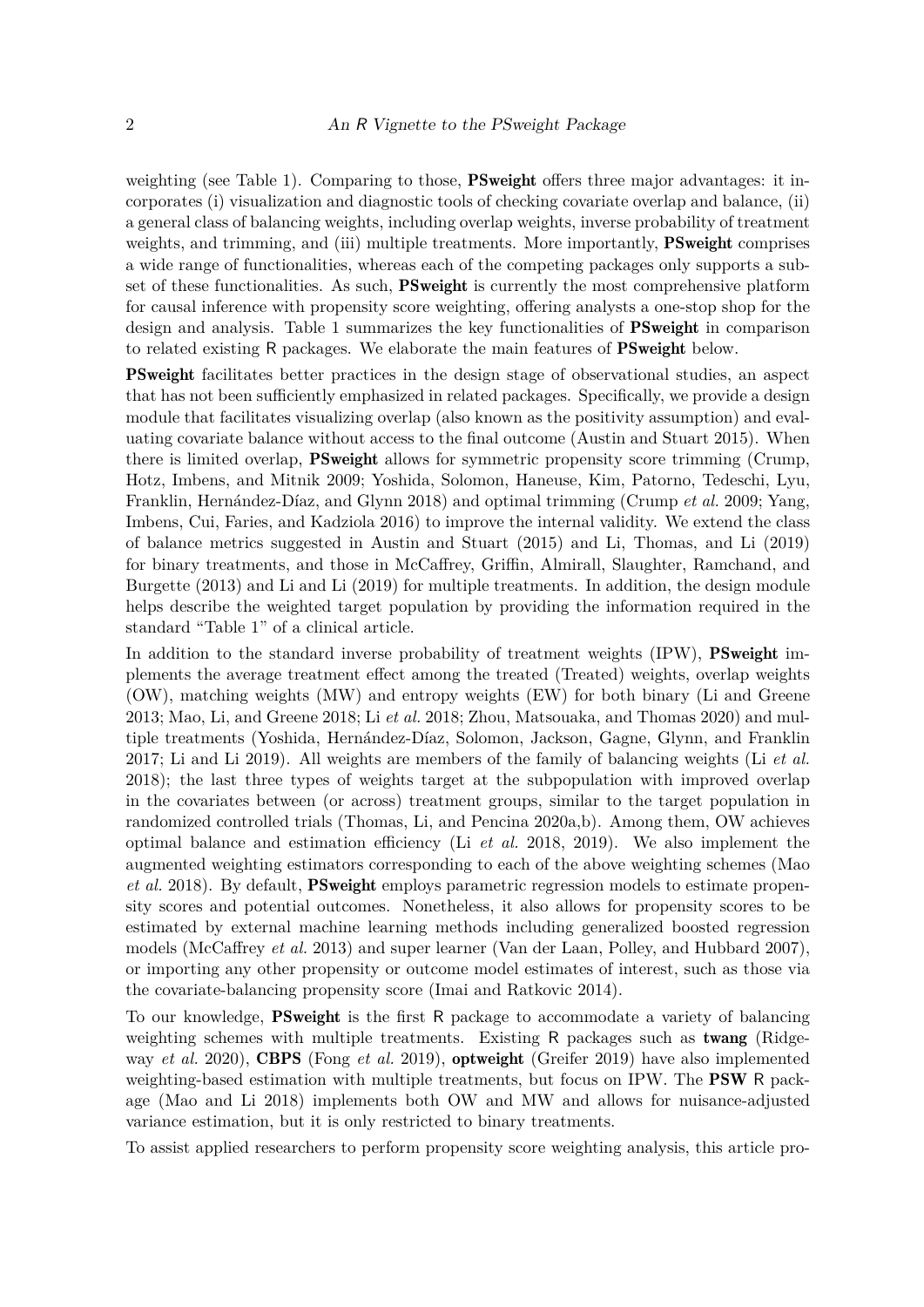weighting (see Table 1). Comparing to those, **PSweight** offers three major advantages: it incorporates (i) visualization and diagnostic tools of checking covariate overlap and balance, (ii) a general class of balancing weights, including overlap weights, inverse probability of treatment weights, and trimming, and (iii) multiple treatments. More importantly, **PSweight** comprises a wide range of functionalities, whereas each of the competing packages only supports a subset of these functionalities. As such, **PSweight** is currently the most comprehensive platform for causal inference with propensity score weighting, offering analysts a one-stop shop for the design and analysis. Table 1 summarizes the key functionalities of **PSweight** in comparison to related existing R packages. We elaborate the main features of **PSweight** below.

**PSweight** facilitates better practices in the design stage of observational studies, an aspect that has not been sufficiently emphasized in related packages. Specifically, we provide a design module that facilitates visualizing overlap (also known as the positivity assumption) and evaluating covariate balance without access to the final outcome (Austin and Stuart 2015). When there is limited overlap, **PSweight** allows for symmetric propensity score trimming (Crump, Hotz, Imbens, and Mitnik 2009; Yoshida, Solomon, Haneuse, Kim, Patorno, Tedeschi, Lyu, Franklin, Hernández-Díaz, and Glynn 2018) and optimal trimming (Crump *et al.* 2009; Yang, Imbens, Cui, Faries, and Kadziola 2016) to improve the internal validity. We extend the class of balance metrics suggested in Austin and Stuart (2015) and Li, Thomas, and Li (2019) for binary treatments, and those in McCaffrey, Griffin, Almirall, Slaughter, Ramchand, and Burgette (2013) and Li and Li (2019) for multiple treatments. In addition, the design module helps describe the weighted target population by providing the information required in the standard "Table 1" of a clinical article.

In addition to the standard inverse probability of treatment weights (IPW), **PSweight** implements the average treatment effect among the treated (Treated) weights, overlap weights (OW), matching weights (MW) and entropy weights (EW) for both binary (Li and Greene 2013; Mao, Li, and Greene 2018; Li *et al.* 2018; Zhou, Matsouaka, and Thomas 2020) and multiple treatments (Yoshida, Hernández-Díaz, Solomon, Jackson, Gagne, Glynn, and Franklin 2017; Li and Li 2019). All weights are members of the family of balancing weights (Li *et al.* 2018); the last three types of weights target at the subpopulation with improved overlap in the covariates between (or across) treatment groups, similar to the target population in randomized controlled trials (Thomas, Li, and Pencina 2020a,b). Among them, OW achieves optimal balance and estimation efficiency (Li *et al.* 2018, 2019). We also implement the augmented weighting estimators corresponding to each of the above weighting schemes (Mao *et al.* 2018). By default, **PSweight** employs parametric regression models to estimate propensity scores and potential outcomes. Nonetheless, it also allows for propensity scores to be estimated by external machine learning methods including generalized boosted regression models (McCaffrey *et al.* 2013) and super learner (Van der Laan, Polley, and Hubbard 2007), or importing any other propensity or outcome model estimates of interest, such as those via the covariate-balancing propensity score (Imai and Ratkovic 2014).

To our knowledge, **PSweight** is the first R package to accommodate a variety of balancing weighting schemes with multiple treatments. Existing R packages such as **twang** (Ridgeway *et al.* 2020), **CBPS** (Fong *et al.* 2019), **optweight** (Greifer 2019) have also implemented weighting-based estimation with multiple treatments, but focus on IPW. The **PSW** R package (Mao and Li 2018) implements both OW and MW and allows for nuisance-adjusted variance estimation, but it is only restricted to binary treatments.

To assist applied researchers to perform propensity score weighting analysis, this article pro-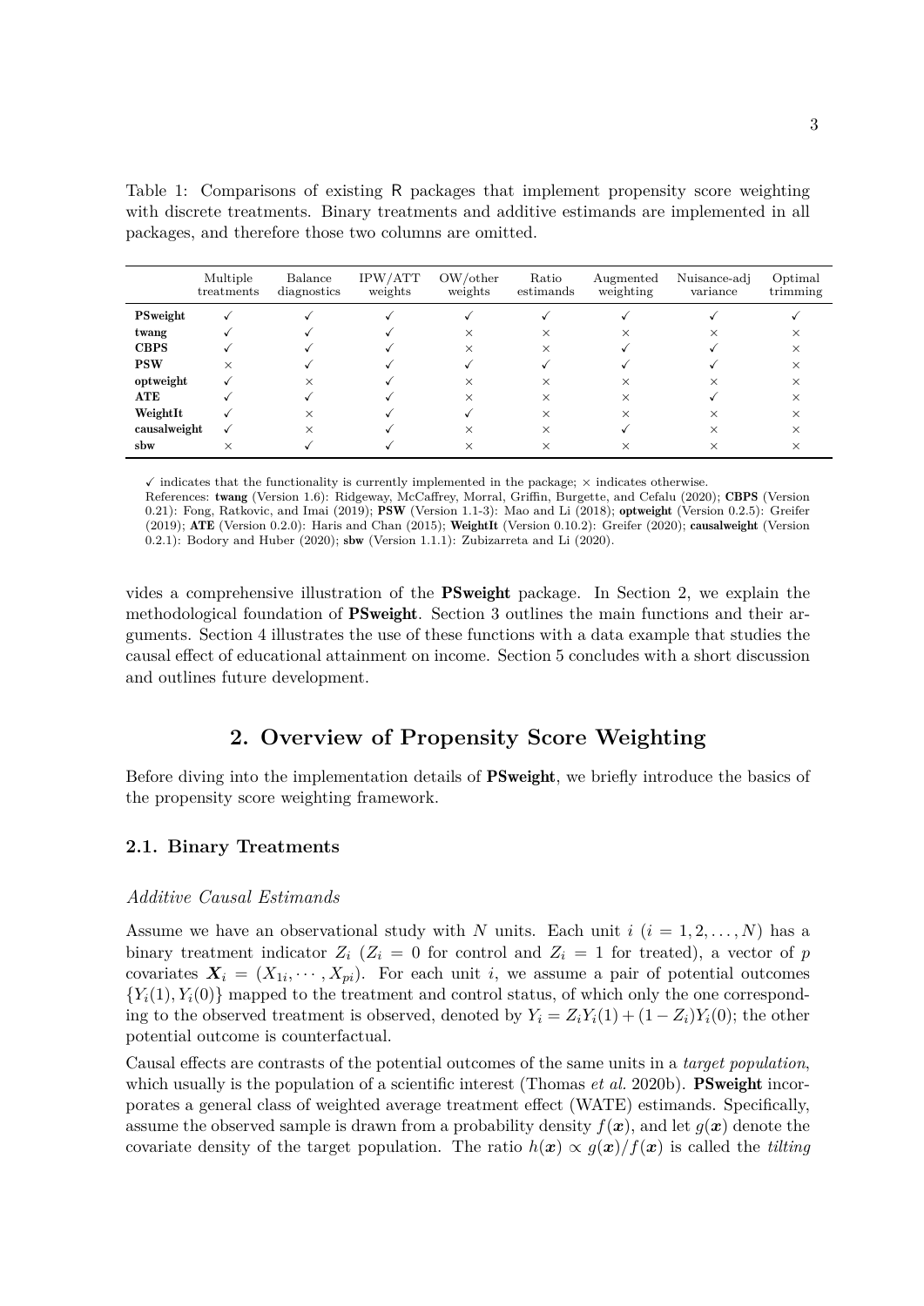Table 1: Comparisons of existing R packages that implement propensity score weighting with discrete treatments. Binary treatments and additive estimands are implemented in all packages, and therefore those two columns are omitted.

| | Multiple treatments | Balance diagnostics | IPW/ATT weights | OW/other weights | Ratio estimands | Augmented weighting | Nuisance-adj variance | Optimal trimming |
|---|---|---|---|---|---|---|---|---|
| **PSweight** | ✓ | ✓ | ✓ | ✓ | ✓ | ✓ | ✓ | ✓ |
| **twang** | ✓ | ✓ | ✓ | × | × | × | × | × |
| **CBPS** | ✓ | ✓ | ✓ | × | × | ✓ | ✓ | × |
| **PSW** | × | ✓ | ✓ | ✓ | ✓ | ✓ | ✓ | × |
| **optweight** | ✓ | × | ✓ | × | × | × | × | × |
| **ATE** | ✓ | ✓ | ✓ | × | × | × | ✓ | × |
| **WeightIt** | ✓ | × | ✓ | ✓ | × | × | × | × |
| **causalweight** | ✓ | × | ✓ | × | × | ✓ | × | × |
| **sbw** | × | ✓ | ✓ | × | × | × | × | × |

✓ indicates that the functionality is currently implemented in the package; × indicates otherwise.
References: **twang** (Version 1.6): Ridgeway, McCaffrey, Morral, Griffin, Burgette, and Cefalu (2020); **CBPS** (Version 0.21): Fong, Ratkovic, and Imai (2019); **PSW** (Version 1.1-3): Mao and Li (2018); **optweight** (Version 0.2.5): Greifer (2019); **ATE** (Version 0.2.0): Haris and Chan (2015); **WeightIt** (Version 0.10.2): Greifer (2020); **causalweight** (Version 0.2.1): Bodory and Huber (2020); **sbw** (Version 1.1.1): Zubizarreta and Li (2020).

vides a comprehensive illustration of the **PSweight** package. In Section 2, we explain the methodological foundation of **PSweight**. Section 3 outlines the main functions and their arguments. Section 4 illustrates the use of these functions with a data example that studies the causal effect of educational attainment on income. Section 5 concludes with a short discussion and outlines future development.

## 2. Overview of Propensity Score Weighting

Before diving into the implementation details of **PSweight**, we briefly introduce the basics of the propensity score weighting framework.

### 2.1. Binary Treatments

#### *Additive Causal Estimands*

Assume we have an observational study with $N$ units. Each unit $i$ ($i = 1, 2, \ldots, N$) has a binary treatment indicator $Z_i$ ($Z_i = 0$ for control and $Z_i = 1$ for treated), a vector of $p$ covariates $\boldsymbol{X}_i = (X_{1i}, \cdots, X_{pi})$. For each unit $i$, we assume a pair of potential outcomes $\{Y_i(1), Y_i(0)\}$ mapped to the treatment and control status, of which only the one corresponding to the observed treatment is observed, denoted by $Y_i = Z_iY_i(1) + (1 - Z_i)Y_i(0)$; the other potential outcome is counterfactual.

Causal effects are contrasts of the potential outcomes of the same units in a *target population*, which usually is the population of a scientific interest (Thomas *et al.* 2020b). **PSweight** incorporates a general class of weighted average treatment effect (WATE) estimands. Specifically, assume the observed sample is drawn from a probability density $f(\boldsymbol{x})$, and let $g(\boldsymbol{x})$ denote the covariate density of the target population. The ratio $h(\boldsymbol{x}) \propto g(\boldsymbol{x})/f(\boldsymbol{x})$ is called the *tilting*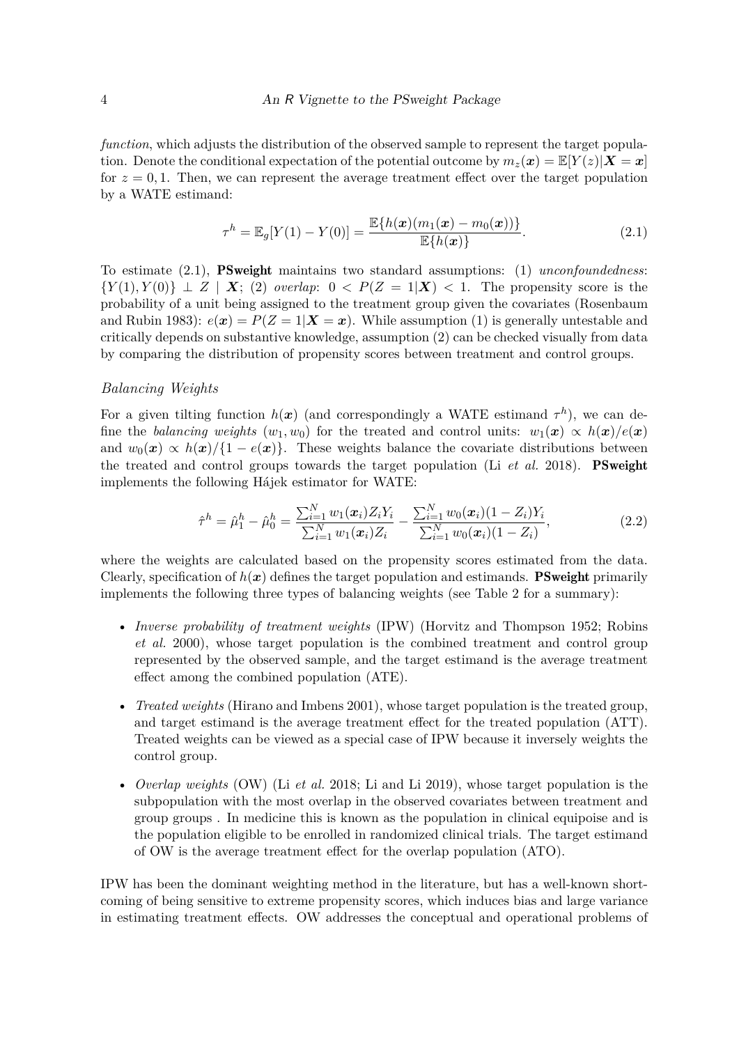*function*, which adjusts the distribution of the observed sample to represent the target population. Denote the conditional expectation of the potential outcome by $m_z(\boldsymbol{x}) = \mathbb{E}[Y(z)|\boldsymbol{X} = \boldsymbol{x}]$ for $z = 0, 1$. Then, we can represent the average treatment effect over the target population by a WATE estimand:

$$\tau^h = \mathbb{E}_g[Y(1) - Y(0)] = \frac{\mathbb{E}\{h(\boldsymbol{x})(m_1(\boldsymbol{x}) - m_0(\boldsymbol{x}))\}}{\mathbb{E}\{h(\boldsymbol{x})\}}. \tag{2.1}$$

To estimate (2.1), **PSweight** maintains two standard assumptions: (1) *unconfoundedness*: $\{Y(1), Y(0)\} \perp Z \mid \boldsymbol{X}$; (2) *overlap*: $0 < P(Z = 1|\boldsymbol{X}) < 1$. The propensity score is the probability of a unit being assigned to the treatment group given the covariates (Rosenbaum and Rubin 1983): $e(\boldsymbol{x}) = P(Z = 1|\boldsymbol{X} = \boldsymbol{x})$. While assumption (1) is generally untestable and critically depends on substantive knowledge, assumption (2) can be checked visually from data by comparing the distribution of propensity scores between treatment and control groups.

### *Balancing Weights*

For a given tilting function $h(\boldsymbol{x})$ (and correspondingly a WATE estimand $\tau^h$), we can define the *balancing weights* $(w_1, w_0)$ for the treated and control units: $w_1(\boldsymbol{x}) \propto h(\boldsymbol{x})/e(\boldsymbol{x})$ and $w_0(\boldsymbol{x}) \propto h(\boldsymbol{x})/\{1 - e(\boldsymbol{x})\}$. These weights balance the covariate distributions between the treated and control groups towards the target population (Li *et al.* 2018). **PSweight** implements the following Hájek estimator for WATE:

$$\hat{\tau}^h = \hat{\mu}_1^h - \hat{\mu}_0^h = \frac{\sum_{i=1}^N w_1(\boldsymbol{x}_i) Z_i Y_i}{\sum_{i=1}^N w_1(\boldsymbol{x}_i) Z_i} - \frac{\sum_{i=1}^N w_0(\boldsymbol{x}_i)(1 - Z_i) Y_i}{\sum_{i=1}^N w_0(\boldsymbol{x}_i)(1 - Z_i)}, \tag{2.2}$$

where the weights are calculated based on the propensity scores estimated from the data. Clearly, specification of $h(\boldsymbol{x})$ defines the target population and estimands. **PSweight** primarily implements the following three types of balancing weights (see Table 2 for a summary):

- *Inverse probability of treatment weights* (IPW) (Horvitz and Thompson 1952; Robins *et al.* 2000), whose target population is the combined treatment and control group represented by the observed sample, and the target estimand is the average treatment effect among the combined population (ATE).
- *Treated weights* (Hirano and Imbens 2001), whose target population is the treated group, and target estimand is the average treatment effect for the treated population (ATT). Treated weights can be viewed as a special case of IPW because it inversely weights the control group.
- *Overlap weights* (OW) (Li *et al.* 2018; Li and Li 2019), whose target population is the subpopulation with the most overlap in the observed covariates between treatment and group groups . In medicine this is known as the population in clinical equipoise and is the population eligible to be enrolled in randomized clinical trials. The target estimand of OW is the average treatment effect for the overlap population (ATO).

IPW has been the dominant weighting method in the literature, but has a well-known shortcoming of being sensitive to extreme propensity scores, which induces bias and large variance in estimating treatment effects. OW addresses the conceptual and operational problems of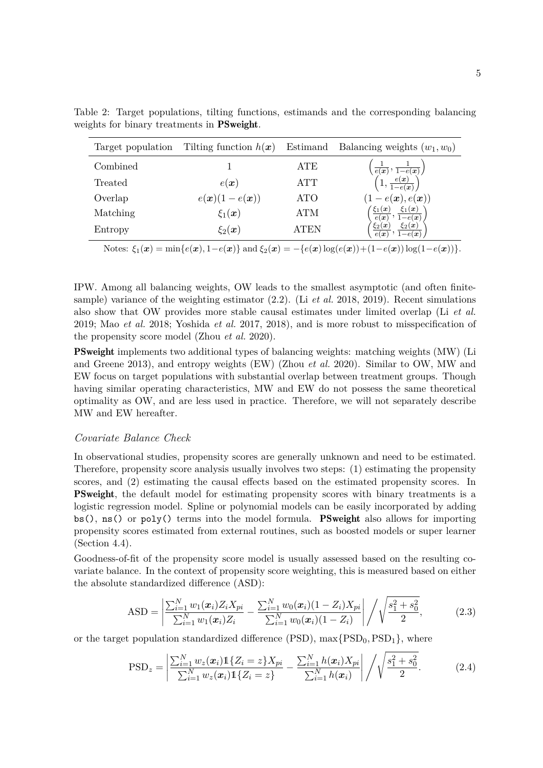Table 2: Target populations, tilting functions, estimands and the corresponding balancing weights for binary treatments in **PSweight**.

| Target population | Tilting function $h(\boldsymbol{x})$ | Estimand | Balancing weights $(w_1, w_0)$ |
|---|---|---|---|
| Combined | $1$ | ATE | $\left(\frac{1}{e(\boldsymbol{x})}, \frac{1}{1-e(\boldsymbol{x})}\right)$ |
| Treated | $e(\boldsymbol{x})$ | ATT | $\left(1, \frac{e(\boldsymbol{x})}{1-e(\boldsymbol{x})}\right)$ |
| Overlap | $e(\boldsymbol{x})(1-e(\boldsymbol{x}))$ | ATO | $(1-e(\boldsymbol{x}), e(\boldsymbol{x}))$ |
| Matching | $\xi_1(\boldsymbol{x})$ | ATM | $\left(\frac{\xi_1(\boldsymbol{x})}{e(\boldsymbol{x})}, \frac{\xi_1(\boldsymbol{x})}{1-e(\boldsymbol{x})}\right)$ |
| Entropy | $\xi_2(\boldsymbol{x})$ | ATEN | $\left(\frac{\xi_2(\boldsymbol{x})}{e(\boldsymbol{x})}, \frac{\xi_2(\boldsymbol{x})}{1-e(\boldsymbol{x})}\right)$ |

Notes: $\xi_1(\boldsymbol{x}) = \min\{e(\boldsymbol{x}), 1-e(\boldsymbol{x})\}$ and $\xi_2(\boldsymbol{x}) = -\{e(\boldsymbol{x})\log(e(\boldsymbol{x})) + (1-e(\boldsymbol{x}))\log(1-e(\boldsymbol{x}))\}$.

IPW. Among all balancing weights, OW leads to the smallest asymptotic (and often finite-sample) variance of the weighting estimator (2.2). (Li *et al.* 2018, 2019). Recent simulations also show that OW provides more stable causal estimates under limited overlap (Li *et al.* 2019; Mao *et al.* 2018; Yoshida *et al.* 2017, 2018), and is more robust to misspecification of the propensity score model (Zhou *et al.* 2020).

**PSweight** implements two additional types of balancing weights: matching weights (MW) (Li and Greene 2013), and entropy weights (EW) (Zhou *et al.* 2020). Similar to OW, MW and EW focus on target populations with substantial overlap between treatment groups. Though having similar operating characteristics, MW and EW do not possess the same theoretical optimality as OW, and are less used in practice. Therefore, we will not separately describe MW and EW hereafter.

*Covariate Balance Check*

In observational studies, propensity scores are generally unknown and need to be estimated. Therefore, propensity score analysis usually involves two steps: (1) estimating the propensity scores, and (2) estimating the causal effects based on the estimated propensity scores. In **PSweight**, the default model for estimating propensity scores with binary treatments is a logistic regression model. Spline or polynomial models can be easily incorporated by adding `bs()`, `ns()` or `poly()` terms into the model formula. **PSweight** also allows for importing propensity scores estimated from external routines, such as boosted models or super learner (Section 4.4).

Goodness-of-fit of the propensity score model is usually assessed based on the resulting covariate balance. In the context of propensity score weighting, this is measured based on either the absolute standardized difference (ASD):

$$\text{ASD} = \left| \frac{\sum_{i=1}^N w_1(\boldsymbol{x}_i) Z_i X_{pi}}{\sum_{i=1}^N w_1(\boldsymbol{x}_i) Z_i} - \frac{\sum_{i=1}^N w_0(\boldsymbol{x}_i)(1-Z_i) X_{pi}}{\sum_{i=1}^N w_0(\boldsymbol{x}_i)(1-Z_i)} \right| \Bigg/ \sqrt{\frac{s_1^2 + s_0^2}{2}}, \tag{2.3}$$

or the target population standardized difference (PSD), $\max\{\text{PSD}_0, \text{PSD}_1\}$, where

$$\text{PSD}_z = \left| \frac{\sum_{i=1}^N w_z(\boldsymbol{x}_i) \mathbb{1}\{Z_i = z\} X_{pi}}{\sum_{i=1}^N w_z(\boldsymbol{x}_i) \mathbb{1}\{Z_i = z\}} - \frac{\sum_{i=1}^N h(\boldsymbol{x}_i) X_{pi}}{\sum_{i=1}^N h(\boldsymbol{x}_i)} \right| \Bigg/ \sqrt{\frac{s_1^2 + s_0^2}{2}}. \tag{2.4}$$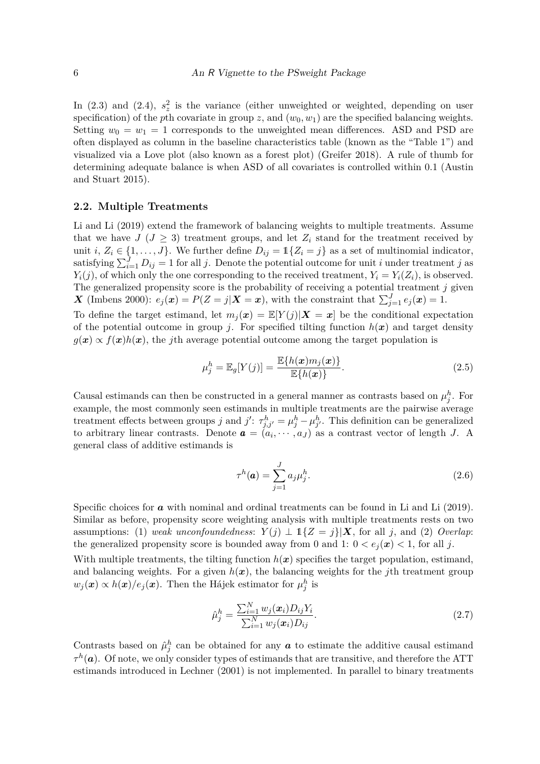In (2.3) and (2.4), $s_z^2$ is the variance (either unweighted or weighted, depending on user specification) of the $p$th covariate in group $z$, and $(w_0, w_1)$ are the specified balancing weights. Setting $w_0 = w_1 = 1$ corresponds to the unweighted mean differences. ASD and PSD are often displayed as column in the baseline characteristics table (known as the "Table 1") and visualized via a Love plot (also known as a forest plot) (Greifer 2018). A rule of thumb for determining adequate balance is when ASD of all covariates is controlled within 0.1 (Austin and Stuart 2015).

## 2.2. Multiple Treatments

Li and Li (2019) extend the framework of balancing weights to multiple treatments. Assume that we have $J$ ($J \geq 3$) treatment groups, and let $Z_i$ stand for the treatment received by unit $i$, $Z_i \in \{1, \ldots, J\}$. We further define $D_{ij} = \mathbb{1}\{Z_i = j\}$ as a set of multinomial indicator, satisfying $\sum_{i=1}^{J} D_{ij} = 1$ for all $j$. Denote the potential outcome for unit $i$ under treatment $j$ as $Y_i(j)$, of which only the one corresponding to the received treatment, $Y_i = Y_i(Z_i)$, is observed. The generalized propensity score is the probability of receiving a potential treatment $j$ given $\boldsymbol{X}$ (Imbens 2000): $e_j(\boldsymbol{x}) = P(Z = j|\boldsymbol{X} = \boldsymbol{x})$, with the constraint that $\sum_{j=1}^{J} e_j(\boldsymbol{x}) = 1$.

To define the target estimand, let $m_j(\boldsymbol{x}) = \mathbb{E}[Y(j)|\boldsymbol{X} = \boldsymbol{x}]$ be the conditional expectation of the potential outcome in group $j$. For specified tilting function $h(\boldsymbol{x})$ and target density $g(\boldsymbol{x}) \propto f(\boldsymbol{x})h(\boldsymbol{x})$, the $j$th average potential outcome among the target population is

$$\mu_j^h = \mathbb{E}_g[Y(j)] = \frac{\mathbb{E}\{h(\boldsymbol{x})m_j(\boldsymbol{x})\}}{\mathbb{E}\{h(\boldsymbol{x})\}}. \tag{2.5}$$

Causal estimands can then be constructed in a general manner as contrasts based on $\mu_j^h$. For example, the most commonly seen estimands in multiple treatments are the pairwise average treatment effects between groups $j$ and $j'$: $\tau_{j,j'}^h = \mu_j^h - \mu_{j'}^h$. This definition can be generalized to arbitrary linear contrasts. Denote $\boldsymbol{a} = (a_i, \cdots, a_J)$ as a contrast vector of length $J$. A general class of additive estimands is

$$\tau^h(\boldsymbol{a}) = \sum_{j=1}^{J} a_j \mu_j^h. \tag{2.6}$$

Specific choices for $\boldsymbol{a}$ with nominal and ordinal treatments can be found in Li and Li (2019). Similar as before, propensity score weighting analysis with multiple treatments rests on two assumptions: (1) *weak unconfoundedness*: $Y(j) \perp \mathbb{1}\{Z = j\}|\boldsymbol{X}$, for all $j$, and (2) *Overlap*: the generalized propensity score is bounded away from 0 and 1: $0 < e_j(\boldsymbol{x}) < 1$, for all $j$.

With multiple treatments, the tilting function $h(\boldsymbol{x})$ specifies the target population, estimand, and balancing weights. For a given $h(\boldsymbol{x})$, the balancing weights for the $j$th treatment group $w_j(\boldsymbol{x}) \propto h(\boldsymbol{x})/e_j(\boldsymbol{x})$. Then the Hájek estimator for $\mu_j^h$ is

$$\hat{\mu}_j^h = \frac{\sum_{i=1}^{N} w_j(\boldsymbol{x}_i) D_{ij} Y_i}{\sum_{i=1}^{N} w_j(\boldsymbol{x}_i) D_{ij}}. \tag{2.7}$$

Contrasts based on $\hat{\mu}_j^h$ can be obtained for any $\boldsymbol{a}$ to estimate the additive causal estimand $\tau^h(\boldsymbol{a})$. Of note, we only consider types of estimands that are transitive, and therefore the ATT estimands introduced in Lechner (2001) is not implemented. In parallel to binary treatments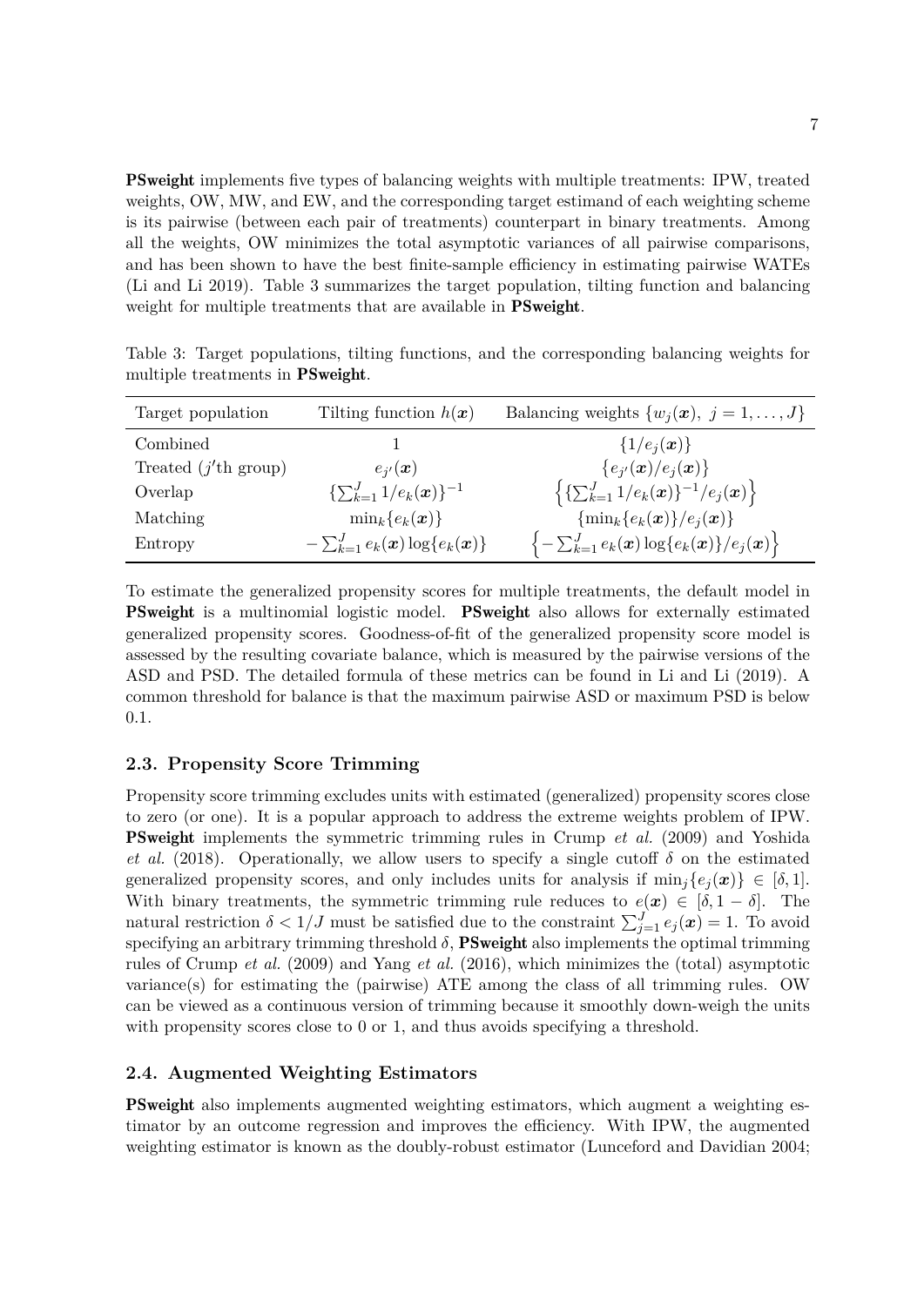**PSweight** implements five types of balancing weights with multiple treatments: IPW, treated weights, OW, MW, and EW, and the corresponding target estimand of each weighting scheme is its pairwise (between each pair of treatments) counterpart in binary treatments. Among all the weights, OW minimizes the total asymptotic variances of all pairwise comparisons, and has been shown to have the best finite-sample efficiency in estimating pairwise WATEs (Li and Li 2019). Table 3 summarizes the target population, tilting function and balancing weight for multiple treatments that are available in **PSweight**.

Table 3: Target populations, tilting functions, and the corresponding balancing weights for multiple treatments in **PSweight**.

| Target population | Tilting function $h(\boldsymbol{x})$ | Balancing weights $\{w_j(\boldsymbol{x}),\ j = 1, \ldots, J\}$ |
|---|---|---|
| Combined | $1$ | $\{1/e_j(\boldsymbol{x})\}$ |
| Treated ($j'$th group) | $e_{j'}(\boldsymbol{x})$ | $\{e_{j'}(\boldsymbol{x})/e_j(\boldsymbol{x})\}$ |
| Overlap | $\{\sum_{k=1}^{J} 1/e_k(\boldsymbol{x})\}^{-1}$ | $\left\{\{\sum_{k=1}^{J} 1/e_k(\boldsymbol{x})\}^{-1}/e_j(\boldsymbol{x})\right\}$ |
| Matching | $\min_k\{e_k(\boldsymbol{x})\}$ | $\{\min_k\{e_k(\boldsymbol{x})\}/e_j(\boldsymbol{x})\}$ |
| Entropy | $-\sum_{k=1}^{J} e_k(\boldsymbol{x}) \log\{e_k(\boldsymbol{x})\}$ | $\left\{-\sum_{k=1}^{J} e_k(\boldsymbol{x}) \log\{e_k(\boldsymbol{x})\}/e_j(\boldsymbol{x})\right\}$ |

To estimate the generalized propensity scores for multiple treatments, the default model in **PSweight** is a multinomial logistic model. **PSweight** also allows for externally estimated generalized propensity scores. Goodness-of-fit of the generalized propensity score model is assessed by the resulting covariate balance, which is measured by the pairwise versions of the ASD and PSD. The detailed formula of these metrics can be found in Li and Li (2019). A common threshold for balance is that the maximum pairwise ASD or maximum PSD is below 0.1.

### 2.3. Propensity Score Trimming

Propensity score trimming excludes units with estimated (generalized) propensity scores close to zero (or one). It is a popular approach to address the extreme weights problem of IPW. **PSweight** implements the symmetric trimming rules in Crump *et al.* (2009) and Yoshida *et al.* (2018). Operationally, we allow users to specify a single cutoff $\delta$ on the estimated generalized propensity scores, and only includes units for analysis if $\min_j\{e_j(\boldsymbol{x})\} \in [\delta, 1]$. With binary treatments, the symmetric trimming rule reduces to $e(\boldsymbol{x}) \in [\delta, 1-\delta]$. The natural restriction $\delta < 1/J$ must be satisfied due to the constraint $\sum_{j=1}^{J} e_j(\boldsymbol{x}) = 1$. To avoid specifying an arbitrary trimming threshold $\delta$, **PSweight** also implements the optimal trimming rules of Crump *et al.* (2009) and Yang *et al.* (2016), which minimizes the (total) asymptotic variance(s) for estimating the (pairwise) ATE among the class of all trimming rules. OW can be viewed as a continuous version of trimming because it smoothly down-weigh the units with propensity scores close to 0 or 1, and thus avoids specifying a threshold.

### 2.4. Augmented Weighting Estimators

**PSweight** also implements augmented weighting estimators, which augment a weighting estimator by an outcome regression and improves the efficiency. With IPW, the augmented weighting estimator is known as the doubly-robust estimator (Lunceford and Davidian 2004;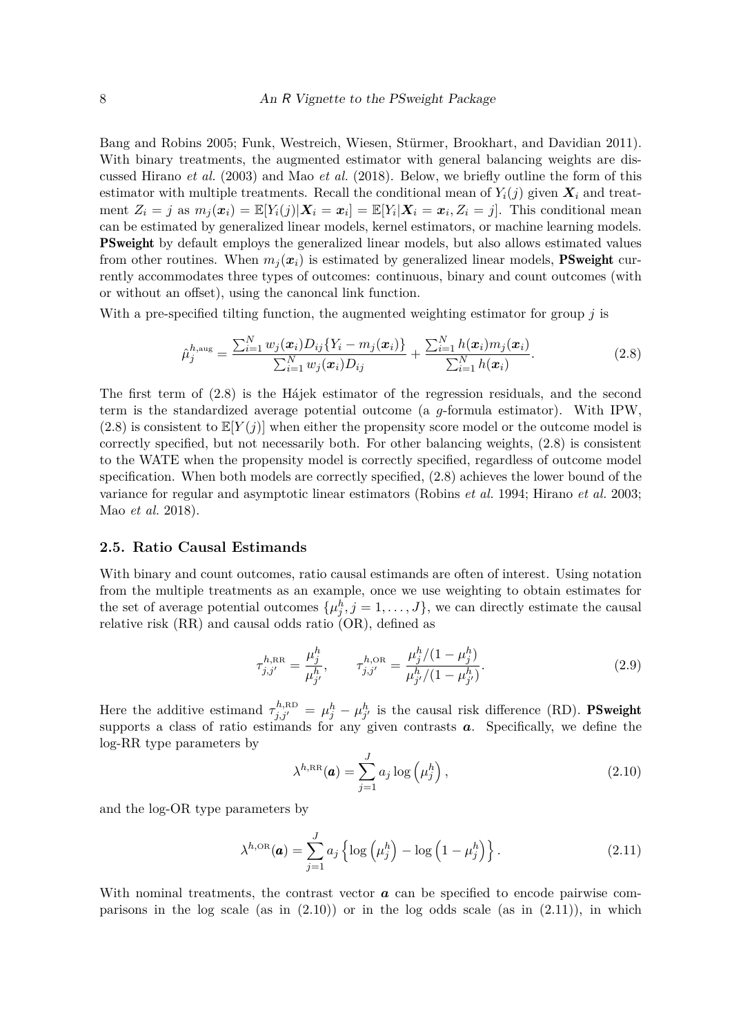Bang and Robins 2005; Funk, Westreich, Wiesen, Stürmer, Brookhart, and Davidian 2011). With binary treatments, the augmented estimator with general balancing weights are discussed Hirano *et al.* (2003) and Mao *et al.* (2018). Below, we briefly outline the form of this estimator with multiple treatments. Recall the conditional mean of $Y_i(j)$ given $\boldsymbol{X}_i$ and treatment $Z_i = j$ as $m_j(\boldsymbol{x}_i) = \mathbb{E}[Y_i(j)|\boldsymbol{X}_i = \boldsymbol{x}_i] = \mathbb{E}[Y_i|\boldsymbol{X}_i = \boldsymbol{x}_i, Z_i = j]$. This conditional mean can be estimated by generalized linear models, kernel estimators, or machine learning models. **PSweight** by default employs the generalized linear models, but also allows estimated values from other routines. When $m_j(\boldsymbol{x}_i)$ is estimated by generalized linear models, **PSweight** currently accommodates three types of outcomes: continuous, binary and count outcomes (with or without an offset), using the canoncal link function.

With a pre-specified tilting function, the augmented weighting estimator for group $j$ is

$$\hat{\mu}_j^{h,\text{aug}} = \frac{\sum_{i=1}^N w_j(\boldsymbol{x}_i) D_{ij}\{Y_i - m_j(\boldsymbol{x}_i)\}}{\sum_{i=1}^N w_j(\boldsymbol{x}_i) D_{ij}} + \frac{\sum_{i=1}^N h(\boldsymbol{x}_i) m_j(\boldsymbol{x}_i)}{\sum_{i=1}^N h(\boldsymbol{x}_i)}. \tag{2.8}$$

The first term of (2.8) is the Hájek estimator of the regression residuals, and the second term is the standardized average potential outcome (a $g$-formula estimator). With IPW, (2.8) is consistent to $\mathbb{E}[Y(j)]$ when either the propensity score model or the outcome model is correctly specified, but not necessarily both. For other balancing weights, (2.8) is consistent to the WATE when the propensity model is correctly specified, regardless of outcome model specification. When both models are correctly specified, (2.8) achieves the lower bound of the variance for regular and asymptotic linear estimators (Robins *et al.* 1994; Hirano *et al.* 2003; Mao *et al.* 2018).

### 2.5. Ratio Causal Estimands

With binary and count outcomes, ratio causal estimands are often of interest. Using notation from the multiple treatments as an example, once we use weighting to obtain estimates for the set of average potential outcomes $\{\mu_j^h, j = 1, \ldots, J\}$, we can directly estimate the causal relative risk (RR) and causal odds ratio (OR), defined as

$$\tau_{j,j'}^{h,\text{RR}} = \frac{\mu_j^h}{\mu_{j'}^h}, \qquad \tau_{j,j'}^{h,\text{OR}} = \frac{\mu_j^h/(1-\mu_j^h)}{\mu_{j'}^h/(1-\mu_{j'}^h)}. \tag{2.9}$$

Here the additive estimand $\tau_{j,j'}^{h,\text{RD}} = \mu_j^h - \mu_{j'}^h$ is the causal risk difference (RD). **PSweight** supports a class of ratio estimands for any given contrasts $\boldsymbol{a}$. Specifically, we define the log-RR type parameters by

$$\lambda^{h,\text{RR}}(\boldsymbol{a}) = \sum_{j=1}^J a_j \log\left(\mu_j^h\right), \tag{2.10}$$

and the log-OR type parameters by

$$\lambda^{h,\text{OR}}(\boldsymbol{a}) = \sum_{j=1}^J a_j \left\{\log\left(\mu_j^h\right) - \log\left(1-\mu_j^h\right)\right\}. \tag{2.11}$$

With nominal treatments, the contrast vector $\boldsymbol{a}$ can be specified to encode pairwise comparisons in the log scale (as in (2.10)) or in the log odds scale (as in (2.11)), in which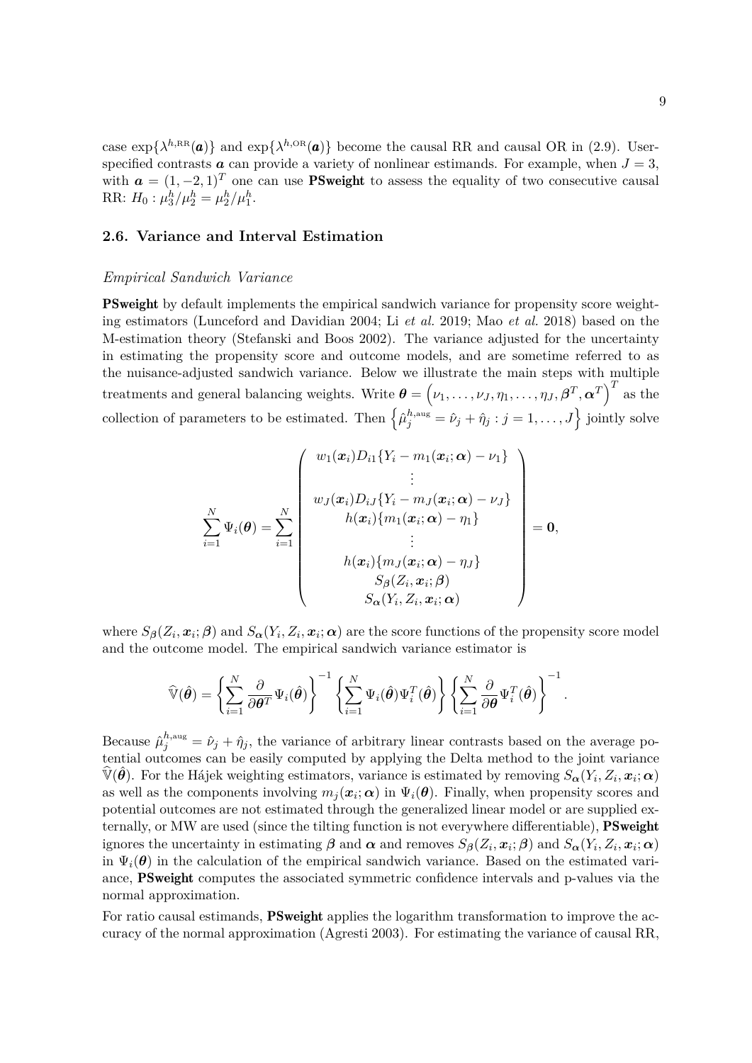case $\exp\{\lambda^{h,\text{RR}}(\boldsymbol{a})\}$ and $\exp\{\lambda^{h,\text{OR}}(\boldsymbol{a})\}$ become the causal RR and causal OR in (2.9). User-specified contrasts $\boldsymbol{a}$ can provide a variety of nonlinear estimands. For example, when $J = 3$, with $\boldsymbol{a} = (1, -2, 1)^T$ one can use **PSweight** to assess the equality of two consecutive causal RR: $H_0 : \mu_3^h/\mu_2^h = \mu_2^h/\mu_1^h$.

### 2.6. Variance and Interval Estimation

*Empirical Sandwich Variance*

**PSweight** by default implements the empirical sandwich variance for propensity score weighting estimators (Lunceford and Davidian 2004; Li *et al.* 2019; Mao *et al.* 2018) based on the M-estimation theory (Stefanski and Boos 2002). The variance adjusted for the uncertainty in estimating the propensity score and outcome models, and are sometime referred to as the nuisance-adjusted sandwich variance. Below we illustrate the main steps with multiple treatments and general balancing weights. Write $\boldsymbol{\theta} = \left(\nu_1, \ldots, \nu_J, \eta_1, \ldots, \eta_J, \boldsymbol{\beta}^T, \boldsymbol{\alpha}^T\right)^T$ as the collection of parameters to be estimated. Then $\left\{\hat{\mu}_j^{h,\text{aug}} = \hat{\nu}_j + \hat{\eta}_j : j = 1, \ldots, J\right\}$ jointly solve

$$
\sum_{i=1}^{N} \Psi_i(\boldsymbol{\theta}) = \sum_{i=1}^{N} \begin{pmatrix} w_1(\boldsymbol{x}_i) D_{i1}\{Y_i - m_1(\boldsymbol{x}_i; \boldsymbol{\alpha}) - \nu_1\} \\ \vdots \\ w_J(\boldsymbol{x}_i) D_{iJ}\{Y_i - m_J(\boldsymbol{x}_i; \boldsymbol{\alpha}) - \nu_J\} \\ h(\boldsymbol{x}_i)\{m_1(\boldsymbol{x}_i; \boldsymbol{\alpha}) - \eta_1\} \\ \vdots \\ h(\boldsymbol{x}_i)\{m_J(\boldsymbol{x}_i; \boldsymbol{\alpha}) - \eta_J\} \\ S_{\boldsymbol{\beta}}(Z_i, \boldsymbol{x}_i; \boldsymbol{\beta}) \\ S_{\boldsymbol{\alpha}}(Y_i, Z_i, \boldsymbol{x}_i; \boldsymbol{\alpha}) \end{pmatrix} = \mathbf{0},
$$

where $S_{\boldsymbol{\beta}}(Z_i, \boldsymbol{x}_i; \boldsymbol{\beta})$ and $S_{\boldsymbol{\alpha}}(Y_i, Z_i, \boldsymbol{x}_i; \boldsymbol{\alpha})$ are the score functions of the propensity score model and the outcome model. The empirical sandwich variance estimator is

$$
\widehat{\mathbb{V}}(\hat{\boldsymbol{\theta}}) = \left\{\sum_{i=1}^{N} \frac{\partial}{\partial \boldsymbol{\theta}^T} \Psi_i(\hat{\boldsymbol{\theta}})\right\}^{-1} \left\{\sum_{i=1}^{N} \Psi_i(\hat{\boldsymbol{\theta}}) \Psi_i^T(\hat{\boldsymbol{\theta}})\right\} \left\{\sum_{i=1}^{N} \frac{\partial}{\partial \boldsymbol{\theta}} \Psi_i^T(\hat{\boldsymbol{\theta}})\right\}^{-1}.
$$

Because $\hat{\mu}_j^{h,\text{aug}} = \hat{\nu}_j + \hat{\eta}_j$, the variance of arbitrary linear contrasts based on the average potential outcomes can be easily computed by applying the Delta method to the joint variance $\widehat{\mathbb{V}}(\hat{\boldsymbol{\theta}})$. For the Hájek weighting estimators, variance is estimated by removing $S_{\boldsymbol{\alpha}}(Y_i, Z_i, \boldsymbol{x}_i; \boldsymbol{\alpha})$ as well as the components involving $m_j(\boldsymbol{x}_i; \boldsymbol{\alpha})$ in $\Psi_i(\boldsymbol{\theta})$. Finally, when propensity scores and potential outcomes are not estimated through the generalized linear model or are supplied externally, or MW are used (since the tilting function is not everywhere differentiable), **PSweight** ignores the uncertainty in estimating $\boldsymbol{\beta}$ and $\boldsymbol{\alpha}$ and removes $S_{\boldsymbol{\beta}}(Z_i, \boldsymbol{x}_i; \boldsymbol{\beta})$ and $S_{\boldsymbol{\alpha}}(Y_i, Z_i, \boldsymbol{x}_i; \boldsymbol{\alpha})$ in $\Psi_i(\boldsymbol{\theta})$ in the calculation of the empirical sandwich variance. Based on the estimated variance, **PSweight** computes the associated symmetric confidence intervals and p-values via the normal approximation.

For ratio causal estimands, **PSweight** applies the logarithm transformation to improve the accuracy of the normal approximation (Agresti 2003). For estimating the variance of causal RR,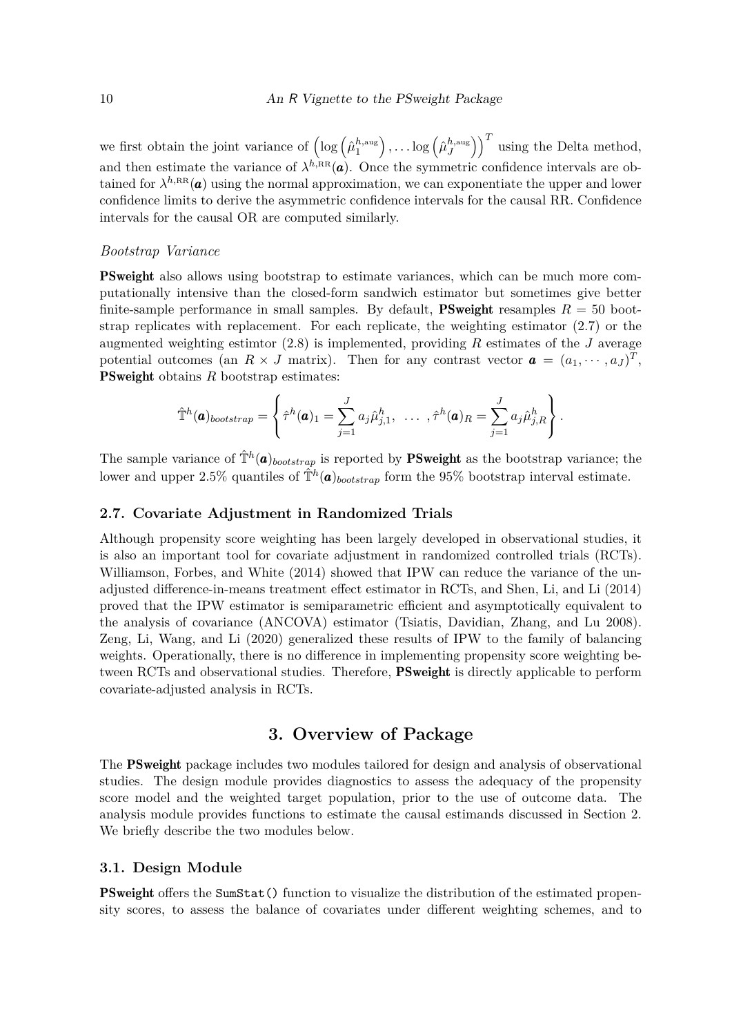we first obtain the joint variance of $\left(\log\left(\hat{\mu}_1^{h,\text{aug}}\right), \dots \log\left(\hat{\mu}_J^{h,\text{aug}}\right)\right)^T$ using the Delta method, and then estimate the variance of $\lambda^{h,\text{RR}}(\boldsymbol{a})$. Once the symmetric confidence intervals are obtained for $\lambda^{h,\text{RR}}(\boldsymbol{a})$ using the normal approximation, we can exponentiate the upper and lower confidence limits to derive the asymmetric confidence intervals for the causal RR. Confidence intervals for the causal OR are computed similarly.

*Bootstrap Variance*

**PSweight** also allows using bootstrap to estimate variances, which can be much more computationally intensive than the closed-form sandwich estimator but sometimes give better finite-sample performance in small samples. By default, **PSweight** resamples $R = 50$ bootstrap replicates with replacement. For each replicate, the weighting estimator (2.7) or the augmented weighting estimtor (2.8) is implemented, providing $R$ estimates of the $J$ average potential outcomes (an $R \times J$ matrix). Then for any contrast vector $\boldsymbol{a} = (a_1, \cdots, a_J)^T$, **PSweight** obtains $R$ bootstrap estimates:

$$\hat{\mathbb{T}}^h(\boldsymbol{a})_{bootstrap} = \left\{ \hat{\tau}^h(\boldsymbol{a})_1 = \sum_{j=1}^{J} a_j \hat{\mu}_{j,1}^h, \ \dots \ , \hat{\tau}^h(\boldsymbol{a})_R = \sum_{j=1}^{J} a_j \hat{\mu}_{j,R}^h \right\}.$$

The sample variance of $\hat{\mathbb{T}}^h(\boldsymbol{a})_{bootstrap}$ is reported by **PSweight** as the bootstrap variance; the lower and upper 2.5% quantiles of $\hat{\mathbb{T}}^h(\boldsymbol{a})_{bootstrap}$ form the 95% bootstrap interval estimate.

### 2.7. Covariate Adjustment in Randomized Trials

Although propensity score weighting has been largely developed in observational studies, it is also an important tool for covariate adjustment in randomized controlled trials (RCTs). Williamson, Forbes, and White (2014) showed that IPW can reduce the variance of the unadjusted difference-in-means treatment effect estimator in RCTs, and Shen, Li, and Li (2014) proved that the IPW estimator is semiparametric efficient and asymptotically equivalent to the analysis of covariance (ANCOVA) estimator (Tsiatis, Davidian, Zhang, and Lu 2008). Zeng, Li, Wang, and Li (2020) generalized these results of IPW to the family of balancing weights. Operationally, there is no difference in implementing propensity score weighting between RCTs and observational studies. Therefore, **PSweight** is directly applicable to perform covariate-adjusted analysis in RCTs.

## 3. Overview of Package

The **PSweight** package includes two modules tailored for design and analysis of observational studies. The design module provides diagnostics to assess the adequacy of the propensity score model and the weighted target population, prior to the use of outcome data. The analysis module provides functions to estimate the causal estimands discussed in Section 2. We briefly describe the two modules below.

### 3.1. Design Module

**PSweight** offers the `SumStat()` function to visualize the distribution of the estimated propensity scores, to assess the balance of covariates under different weighting schemes, and to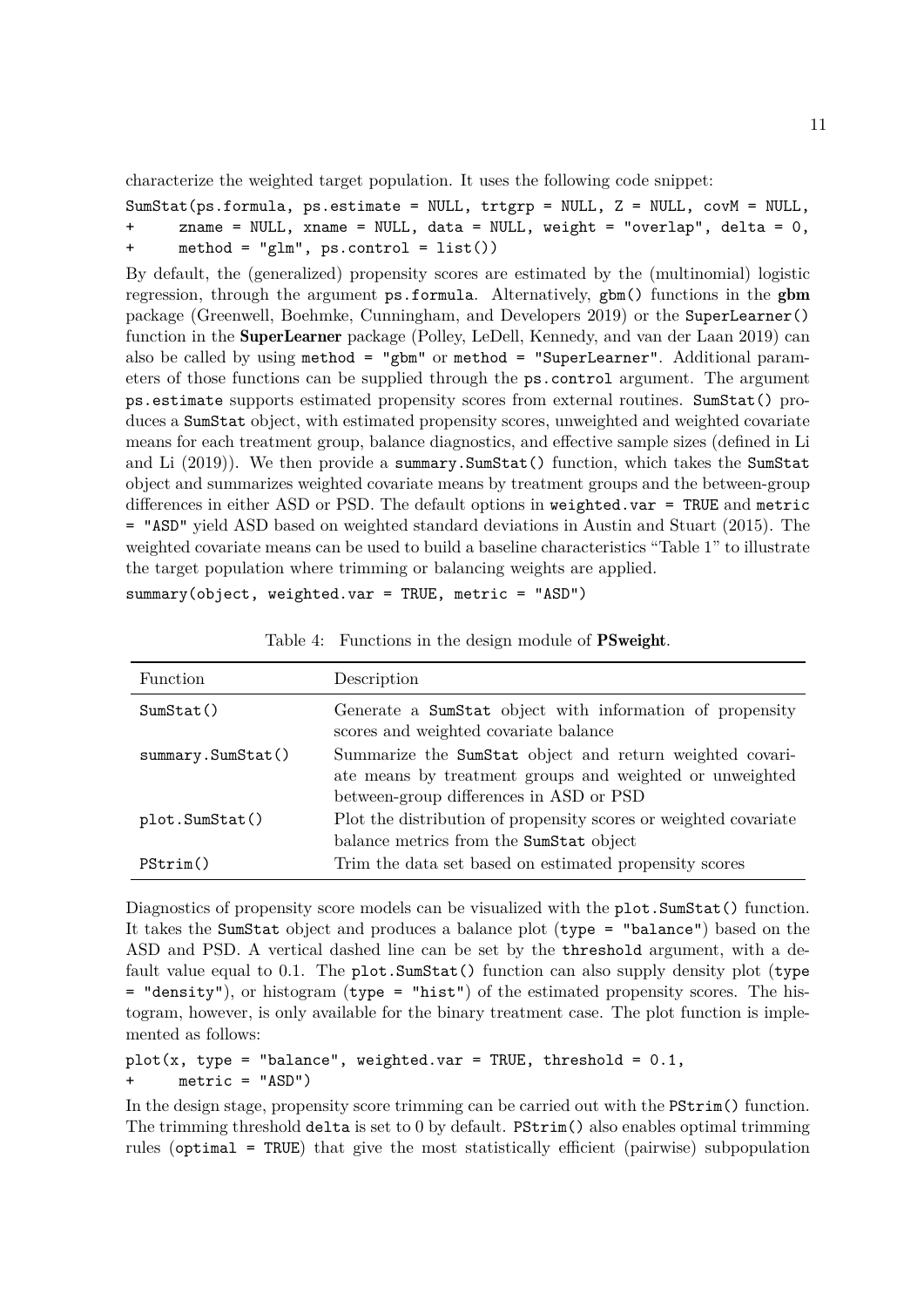characterize the weighted target population. It uses the following code snippet:

```
SumStat(ps.formula, ps.estimate = NULL, trtgrp = NULL, Z = NULL, covM = NULL,
+     zname = NULL, xname = NULL, data = NULL, weight = "overlap", delta = 0,
+     method = "glm", ps.control = list())
```

By default, the (generalized) propensity scores are estimated by the (multinomial) logistic regression, through the argument `ps.formula`. Alternatively, `gbm()` functions in the **gbm** package (Greenwell, Boehmke, Cunningham, and Developers 2019) or the `SuperLearner()` function in the **SuperLearner** package (Polley, LeDell, Kennedy, and van der Laan 2019) can also be called by using `method = "gbm"` or `method = "SuperLearner"`. Additional parameters of those functions can be supplied through the `ps.control` argument. The argument `ps.estimate` supports estimated propensity scores from external routines. `SumStat()` produces a `SumStat` object, with estimated propensity scores, unweighted and weighted covariate means for each treatment group, balance diagnostics, and effective sample sizes (defined in Li and Li (2019)). We then provide a `summary.SumStat()` function, which takes the `SumStat` object and summarizes weighted covariate means by treatment groups and the between-group differences in either ASD or PSD. The default options in `weighted.var = TRUE` and `metric = "ASD"` yield ASD based on weighted standard deviations in Austin and Stuart (2015). The weighted covariate means can be used to build a baseline characteristics "Table 1" to illustrate the target population where trimming or balancing weights are applied.

```
summary(object, weighted.var = TRUE, metric = "ASD")
```

Table 4: Functions in the design module of **PSweight**.

| Function | Description |
|---|---|
| `SumStat()` | Generate a `SumStat` object with information of propensity scores and weighted covariate balance |
| `summary.SumStat()` | Summarize the `SumStat` object and return weighted covariate means by treatment groups and weighted or unweighted between-group differences in ASD or PSD |
| `plot.SumStat()` | Plot the distribution of propensity scores or weighted covariate balance metrics from the `SumStat` object |
| `PStrim()` | Trim the data set based on estimated propensity scores |

Diagnostics of propensity score models can be visualized with the `plot.SumStat()` function. It takes the `SumStat` object and produces a balance plot (`type = "balance"`) based on the ASD and PSD. A vertical dashed line can be set by the `threshold` argument, with a default value equal to 0.1. The `plot.SumStat()` function can also supply density plot (`type = "density"`), or histogram (`type = "hist"`) of the estimated propensity scores. The histogram, however, is only available for the binary treatment case. The plot function is implemented as follows:

```
plot(x, type = "balance", weighted.var = TRUE, threshold = 0.1,
+     metric = "ASD")
```

In the design stage, propensity score trimming can be carried out with the `PStrim()` function. The trimming threshold `delta` is set to 0 by default. `PStrim()` also enables optimal trimming rules (`optimal = TRUE`) that give the most statistically efficient (pairwise) subpopulation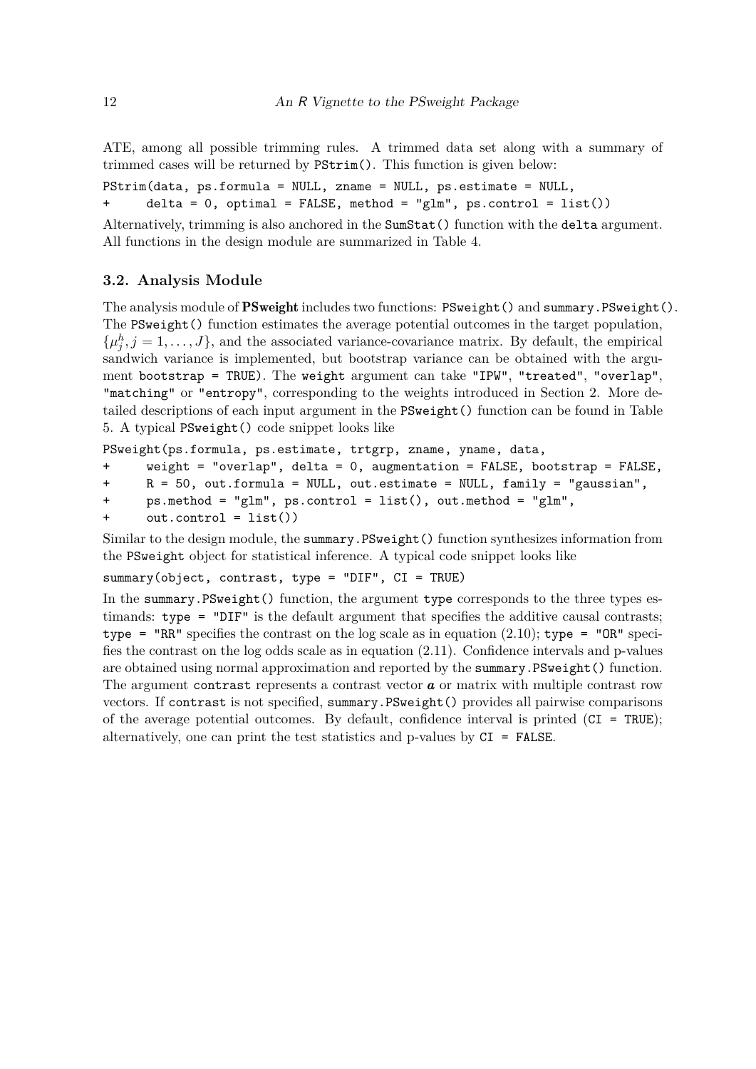ATE, among all possible trimming rules. A trimmed data set along with a summary of trimmed cases will be returned by `PStrim()`. This function is given below:

```
PStrim(data, ps.formula = NULL, zname = NULL, ps.estimate = NULL,
+      delta = 0, optimal = FALSE, method = "glm", ps.control = list())
```

Alternatively, trimming is also anchored in the `SumStat()` function with the `delta` argument. All functions in the design module are summarized in Table 4.

### 3.2. Analysis Module

The analysis module of **PSweight** includes two functions: `PSweight()` and `summary.PSweight()`. The `PSweight()` function estimates the average potential outcomes in the target population, $\{\mu_j^h, j = 1, \ldots, J\}$, and the associated variance-covariance matrix. By default, the empirical sandwich variance is implemented, but bootstrap variance can be obtained with the argument `bootstrap = TRUE`). The `weight` argument can take `"IPW"`, `"treated"`, `"overlap"`, `"matching"` or `"entropy"`, corresponding to the weights introduced in Section 2. More detailed descriptions of each input argument in the `PSweight()` function can be found in Table 5. A typical `PSweight()` code snippet looks like

```
PSweight(ps.formula, ps.estimate, trtgrp, zname, yname, data,
+      weight = "overlap", delta = 0, augmentation = FALSE, bootstrap = FALSE,
+      R = 50, out.formula = NULL, out.estimate = NULL, family = "gaussian",
+      ps.method = "glm", ps.control = list(), out.method = "glm",
+      out.control = list())
```

Similar to the design module, the `summary.PSweight()` function synthesizes information from the `PSweight` object for statistical inference. A typical code snippet looks like

```
summary(object, contrast, type = "DIF", CI = TRUE)
```

In the `summary.PSweight()` function, the argument `type` corresponds to the three types estimands: `type = "DIF"` is the default argument that specifies the additive causal contrasts; `type = "RR"` specifies the contrast on the log scale as in equation (2.10); `type = "OR"` specifies the contrast on the log odds scale as in equation (2.11). Confidence intervals and p-values are obtained using normal approximation and reported by the `summary.PSweight()` function. The argument `contrast` represents a contrast vector $\boldsymbol{a}$ or matrix with multiple contrast row vectors. If `contrast` is not specified, `summary.PSweight()` provides all pairwise comparisons of the average potential outcomes. By default, confidence interval is printed (`CI = TRUE`); alternatively, one can print the test statistics and p-values by `CI = FALSE`.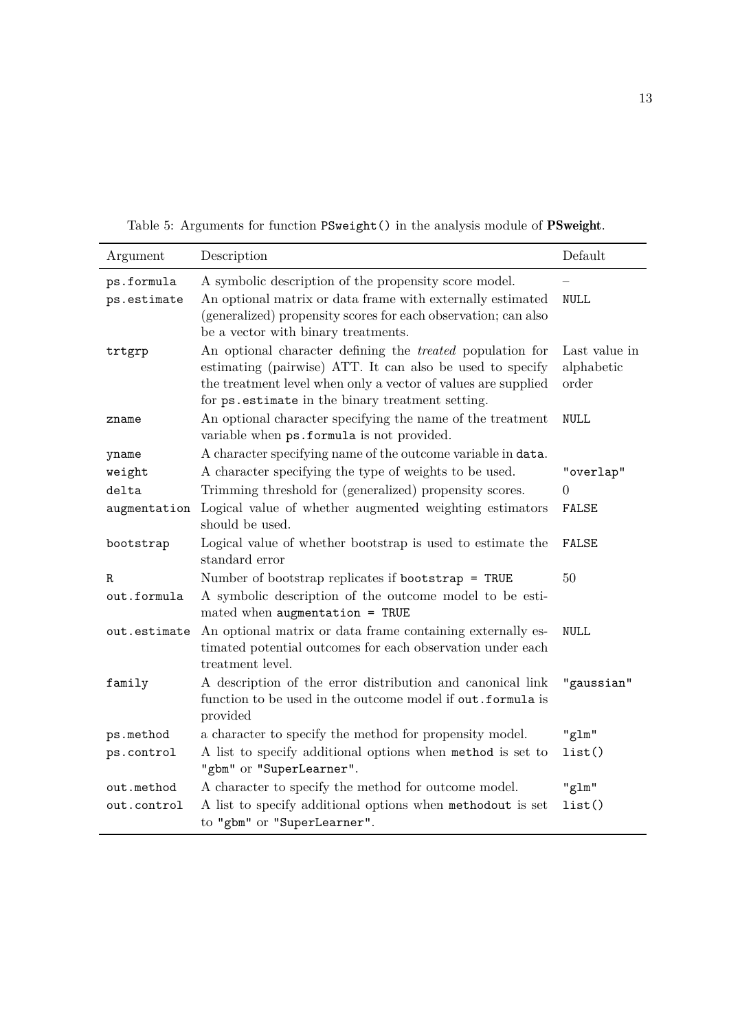Table 5: Arguments for function `PSweight()` in the analysis module of **PSweight**.

| Argument | Description | Default |
|---|---|---|
| `ps.formula` | A symbolic description of the propensity score model. | – |
| `ps.estimate` | An optional matrix or data frame with externally estimated (generalized) propensity scores for each observation; can also be a vector with binary treatments. | `NULL` |
| `trtgrp` | An optional character defining the *treated* population for estimating (pairwise) ATT. It can also be used to specify the treatment level when only a vector of values are supplied for `ps.estimate` in the binary treatment setting. | Last value in alphabetic order |
| `zname` | An optional character specifying the name of the treatment variable when `ps.formula` is not provided. | `NULL` |
| `yname` | A character specifying name of the outcome variable in `data`. | |
| `weight` | A character specifying the type of weights to be used. | `"overlap"` |
| `delta` | Trimming threshold for (generalized) propensity scores. | 0 |
| `augmentation` | Logical value of whether augmented weighting estimators should be used. | `FALSE` |
| `bootstrap` | Logical value of whether bootstrap is used to estimate the standard error | `FALSE` |
| `R` | Number of bootstrap replicates if `bootstrap = TRUE` | 50 |
| `out.formula` | A symbolic description of the outcome model to be estimated when `augmentation = TRUE` | |
| `out.estimate` | An optional matrix or data frame containing externally estimated potential outcomes for each observation under each treatment level. | `NULL` |
| `family` | A description of the error distribution and canonical link function to be used in the outcome model if `out.formula` is provided | `"gaussian"` |
| `ps.method` | a character to specify the method for propensity model. | `"glm"` |
| `ps.control` | A list to specify additional options when `method` is set to `"gbm"` or `"SuperLearner"`. | `list()` |
| `out.method` | A character to specify the method for outcome model. | `"glm"` |
| `out.control` | A list to specify additional options when `methodout` is set to `"gbm"` or `"SuperLearner"`. | `list()` |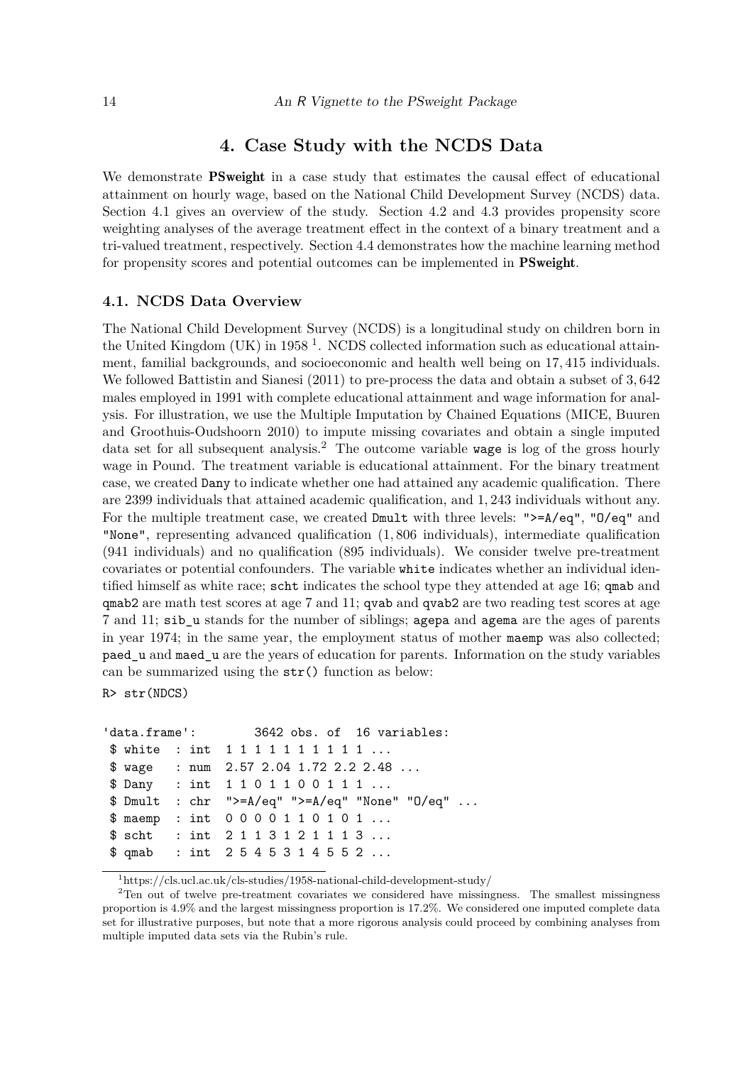## 4. Case Study with the NCDS Data

We demonstrate **PSweight** in a case study that estimates the causal effect of educational attainment on hourly wage, based on the National Child Development Survey (NCDS) data. Section 4.1 gives an overview of the study. Section 4.2 and 4.3 provides propensity score weighting analyses of the average treatment effect in the context of a binary treatment and a tri-valued treatment, respectively. Section 4.4 demonstrates how the machine learning method for propensity scores and potential outcomes can be implemented in **PSweight**.

### 4.1. NCDS Data Overview

The National Child Development Survey (NCDS) is a longitudinal study on children born in the United Kingdom (UK) in 1958 [1]. NCDS collected information such as educational attainment, familial backgrounds, and socioeconomic and health well being on 17,415 individuals. We followed Battistin and Sianesi (2011) to pre-process the data and obtain a subset of 3,642 males employed in 1991 with complete educational attainment and wage information for analysis. For illustration, we use the Multiple Imputation by Chained Equations (MICE, Buuren and Groothuis-Oudshoorn 2010) to impute missing covariates and obtain a single imputed data set for all subsequent analysis.[2] The outcome variable `wage` is log of the gross hourly wage in Pound. The treatment variable is educational attainment. For the binary treatment case, we created `Dany` to indicate whether one had attained any academic qualification. There are 2399 individuals that attained academic qualification, and 1,243 individuals without any. For the multiple treatment case, we created `Dmult` with three levels: `">=A/eq"`, `"O/eq"` and `"None"`, representing advanced qualification (1,806 individuals), intermediate qualification (941 individuals) and no qualification (895 individuals). We consider twelve pre-treatment covariates or potential confounders. The variable `white` indicates whether an individual identified himself as white race; `scht` indicates the school type they attended at age 16; `qmab` and `qmab2` are math test scores at age 7 and 11; `qvab` and `qvab2` are two reading test scores at age 7 and 11; `sib_u` stands for the number of siblings; `agepa` and `agema` are the ages of parents in year 1974; in the same year, the employment status of mother `maemp` was also collected; `paed_u` and `maed_u` are the years of education for parents. Information on the study variables can be summarized using the `str()` function as below:

```
R> str(NDCS)

'data.frame':        3642 obs. of  16 variables:
 $ white  : int  1 1 1 1 1 1 1 1 1 1 ...
 $ wage   : num  2.57 2.04 1.72 2.2 2.48 ...
 $ Dany   : int  1 1 0 1 1 0 0 1 1 1 ...
 $ Dmult  : chr  ">=A/eq" ">=A/eq" "None" "O/eq" ...
 $ maemp  : int  0 0 0 0 1 1 0 1 0 1 ...
 $ scht   : int  2 1 1 3 1 2 1 1 1 3 ...
 $ qmab   : int  2 5 4 5 3 1 4 5 5 2 ...
```

[1] https://cls.ucl.ac.uk/cls-studies/1958-national-child-development-study/

[2] Ten out of twelve pre-treatment covariates we considered have missingness. The smallest missingness proportion is 4.9% and the largest missingness proportion is 17.2%. We considered one imputed complete data set for illustrative purposes, but note that a more rigorous analysis could proceed by combining analyses from multiple imputed data sets via the Rubin's rule.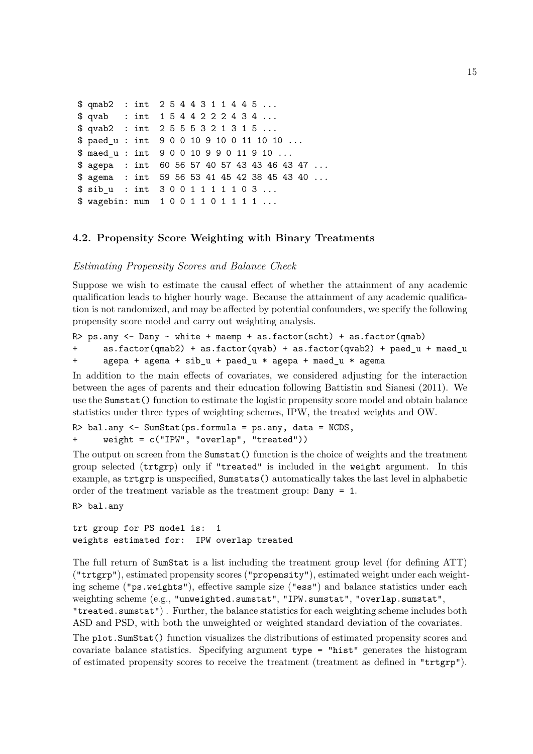```
 $ qmab2  : int  2 5 4 4 3 1 1 4 4 5 ...
 $ qvab   : int  1 5 4 4 2 2 2 4 3 4 ...
 $ qvab2  : int  2 5 5 5 3 2 1 3 1 5 ...
 $ paed_u : int  9 0 0 10 9 10 0 11 10 10 ...
 $ maed_u : int  9 0 0 10 9 9 0 11 9 10 ...
 $ agepa  : int  60 56 57 40 57 43 43 46 43 47 ...
 $ agema  : int  59 56 53 41 45 42 38 45 43 40 ...
 $ sib_u  : int  3 0 0 1 1 1 1 1 0 3 ...
 $ wagebin: num  1 0 0 1 1 0 1 1 1 1 ...
```

### 4.2. Propensity Score Weighting with Binary Treatments

*Estimating Propensity Scores and Balance Check*

Suppose we wish to estimate the causal effect of whether the attainment of any academic qualification leads to higher hourly wage. Because the attainment of any academic qualification is not randomized, and may be affected by potential confounders, we specify the following propensity score model and carry out weighting analysis.

```
R> ps.any <- Dany ~ white + maemp + as.factor(scht) + as.factor(qmab)
+      as.factor(qmab2) + as.factor(qvab) + as.factor(qvab2) + paed_u + maed_u
+      agepa + agema + sib_u + paed_u * agepa + maed_u * agema
```

In addition to the main effects of covariates, we considered adjusting for the interaction between the ages of parents and their education following Battistin and Sianesi (2011). We use the `Sumstat()` function to estimate the logistic propensity score model and obtain balance statistics under three types of weighting schemes, IPW, the treated weights and OW.

```
R> bal.any <- SumStat(ps.formula = ps.any, data = NCDS,
+      weight = c("IPW", "overlap", "treated"))
```

The output on screen from the `Sumstat()` function is the choice of weights and the treatment group selected (`trtgrp`) only if `"treated"` is included in the `weight` argument. In this example, as `trtgrp` is unspecified, `Sumstats()` automatically takes the last level in alphabetic order of the treatment variable as the treatment group: `Dany = 1`.

```
R> bal.any

trt group for PS model is:  1
weights estimated for:  IPW overlap treated
```

The full return of `SumStat` is a list including the treatment group level (for defining ATT) (`"trtgrp"`), estimated propensity scores (`"propensity"`), estimated weight under each weighting scheme (`"ps.weights"`), effective sample size (`"ess"`) and balance statistics under each weighting scheme (e.g., `"unweighted.sumstat"`, `"IPW.sumstat"`, `"overlap.sumstat"`, `"treated.sumstat"`) . Further, the balance statistics for each weighting scheme includes both ASD and PSD, with both the unweighted or weighted standard deviation of the covariates.

The `plot.SumStat()` function visualizes the distributions of estimated propensity scores and covariate balance statistics. Specifying argument `type = "hist"` generates the histogram of estimated propensity scores to receive the treatment (treatment as defined in `"trtgrp"`).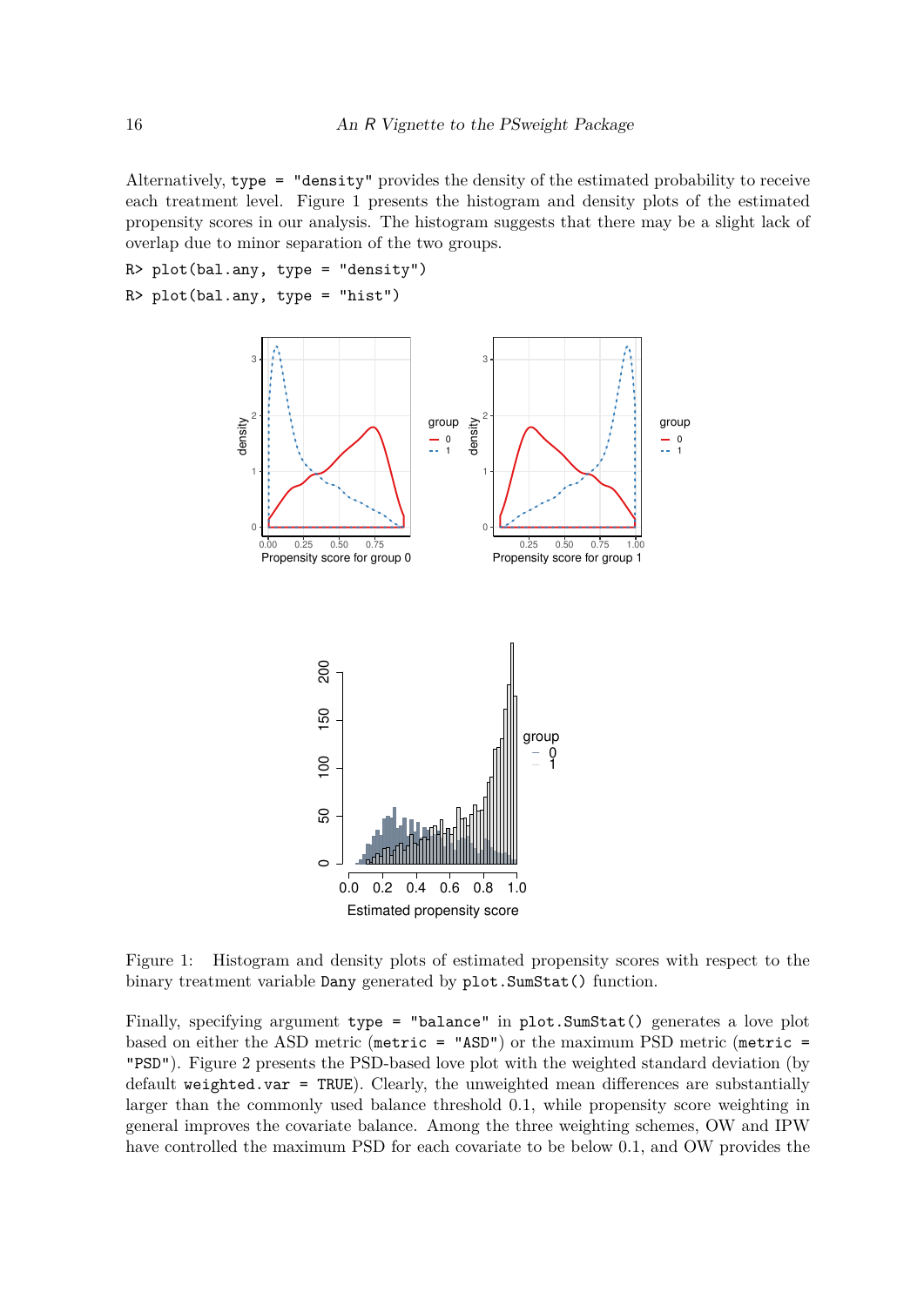Alternatively, type = "density" provides the density of the estimated probability to receive each treatment level. Figure 1 presents the histogram and density plots of the estimated propensity scores in our analysis. The histogram suggests that there may be a slight lack of overlap due to minor separation of the two groups.

```
R> plot(bal.any, type = "density")
R> plot(bal.any, type = "hist")
```

Figure 1: Histogram and density plots of estimated propensity scores with respect to the binary treatment variable Dany generated by plot.SumStat() function.

Finally, specifying argument type = "balance" in plot.SumStat() generates a love plot based on either the ASD metric (metric = "ASD") or the maximum PSD metric (metric = "PSD"). Figure 2 presents the PSD-based love plot with the weighted standard deviation (by default weighted.var = TRUE). Clearly, the unweighted mean differences are substantially larger than the commonly used balance threshold 0.1, while propensity score weighting in general improves the covariate balance. Among the three weighting schemes, OW and IPW have controlled the maximum PSD for each covariate to be below 0.1, and OW provides the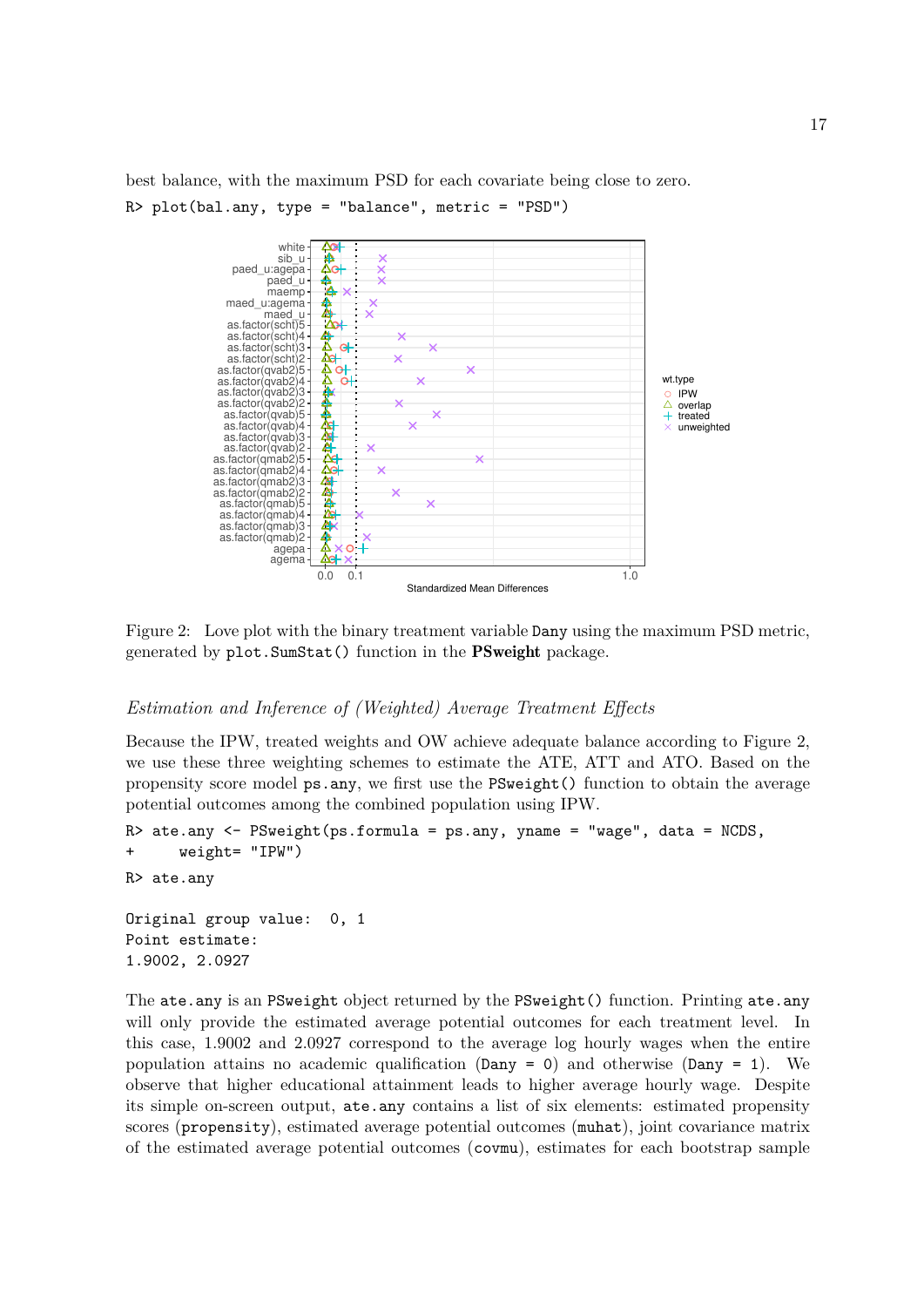best balance, with the maximum PSD for each covariate being close to zero.

```
R> plot(bal.any, type = "balance", metric = "PSD")
```

Figure 2: Love plot with the binary treatment variable Dany using the maximum PSD metric, generated by plot.SumStat() function in the **PSweight** package.

*Estimation and Inference of (Weighted) Average Treatment Effects*

Because the IPW, treated weights and OW achieve adequate balance according to Figure 2, we use these three weighting schemes to estimate the ATE, ATT and ATO. Based on the propensity score model ps.any, we first use the PSweight() function to obtain the average potential outcomes among the combined population using IPW.

```
R> ate.any <- PSweight(ps.formula = ps.any, yname = "wage", data = NCDS,
+     weight= "IPW")
R> ate.any

Original group value:  0, 1
Point estimate:
1.9002, 2.0927
```

The ate.any is an PSweight object returned by the PSweight() function. Printing ate.any will only provide the estimated average potential outcomes for each treatment level. In this case, 1.9002 and 2.0927 correspond to the average log hourly wages when the entire population attains no academic qualification (Dany = 0) and otherwise (Dany = 1). We observe that higher educational attainment leads to higher average hourly wage. Despite its simple on-screen output, ate.any contains a list of six elements: estimated propensity scores (propensity), estimated average potential outcomes (muhat), joint covariance matrix of the estimated average potential outcomes (covmu), estimates for each bootstrap sample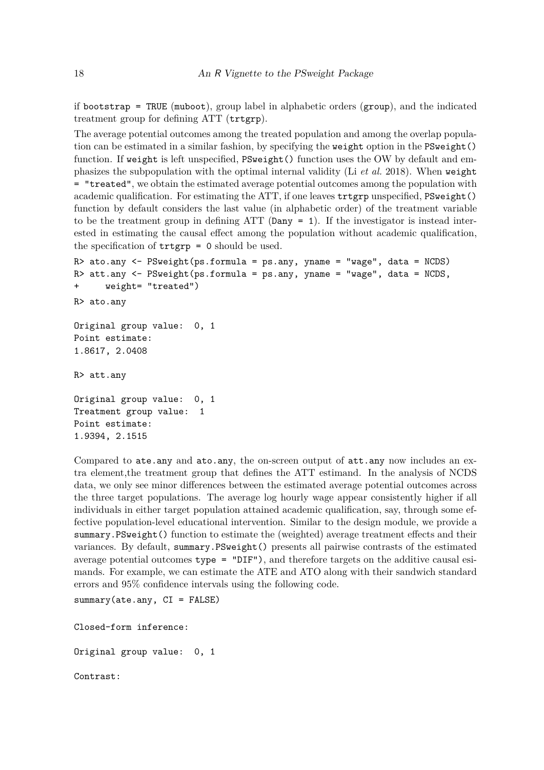if `bootstrap = TRUE` (`muboot`), group label in alphabetic orders (`group`), and the indicated treatment group for defining ATT (`trtgrp`).

The average potential outcomes among the treated population and among the overlap population can be estimated in a similar fashion, by specifying the `weight` option in the `PSweight()` function. If `weight` is left unspecified, `PSweight()` function uses the OW by default and emphasizes the subpopulation with the optimal internal validity (Li *et al.* 2018). When `weight = "treated"`, we obtain the estimated average potential outcomes among the population with academic qualification. For estimating the ATT, if one leaves `trtgrp` unspecified, `PSweight()` function by default considers the last value (in alphabetic order) of the treatment variable to be the treatment group in defining ATT (`Dany = 1`). If the investigator is instead interested in estimating the causal effect among the population without academic qualification, the specification of `trtgrp = 0` should be used.

```
R> ato.any <- PSweight(ps.formula = ps.any, yname = "wage", data = NCDS)
R> att.any <- PSweight(ps.formula = ps.any, yname = "wage", data = NCDS,
+     weight= "treated")
R> ato.any

Original group value:  0, 1
Point estimate:
1.8617, 2.0408

R> att.any

Original group value:  0, 1
Treatment group value:  1
Point estimate:
1.9394, 2.1515
```

Compared to `ate.any` and `ato.any`, the on-screen output of `att.any` now includes an extra element,the treatment group that defines the ATT estimand. In the analysis of NCDS data, we only see minor differences between the estimated average potential outcomes across the three target populations. The average log hourly wage appear consistently higher if all individuals in either target population attained academic qualification, say, through some effective population-level educational intervention. Similar to the design module, we provide a `summary.PSweight()` function to estimate the (weighted) average treatment effects and their variances. By default, `summary.PSweight()` presents all pairwise contrasts of the estimated average potential outcomes `type = "DIF")`, and therefore targets on the additive causal esimands. For example, we can estimate the ATE and ATO along with their sandwich standard errors and 95% confidence intervals using the following code.

```
summary(ate.any, CI = FALSE)

Closed-form inference:

Original group value:  0, 1

Contrast:
```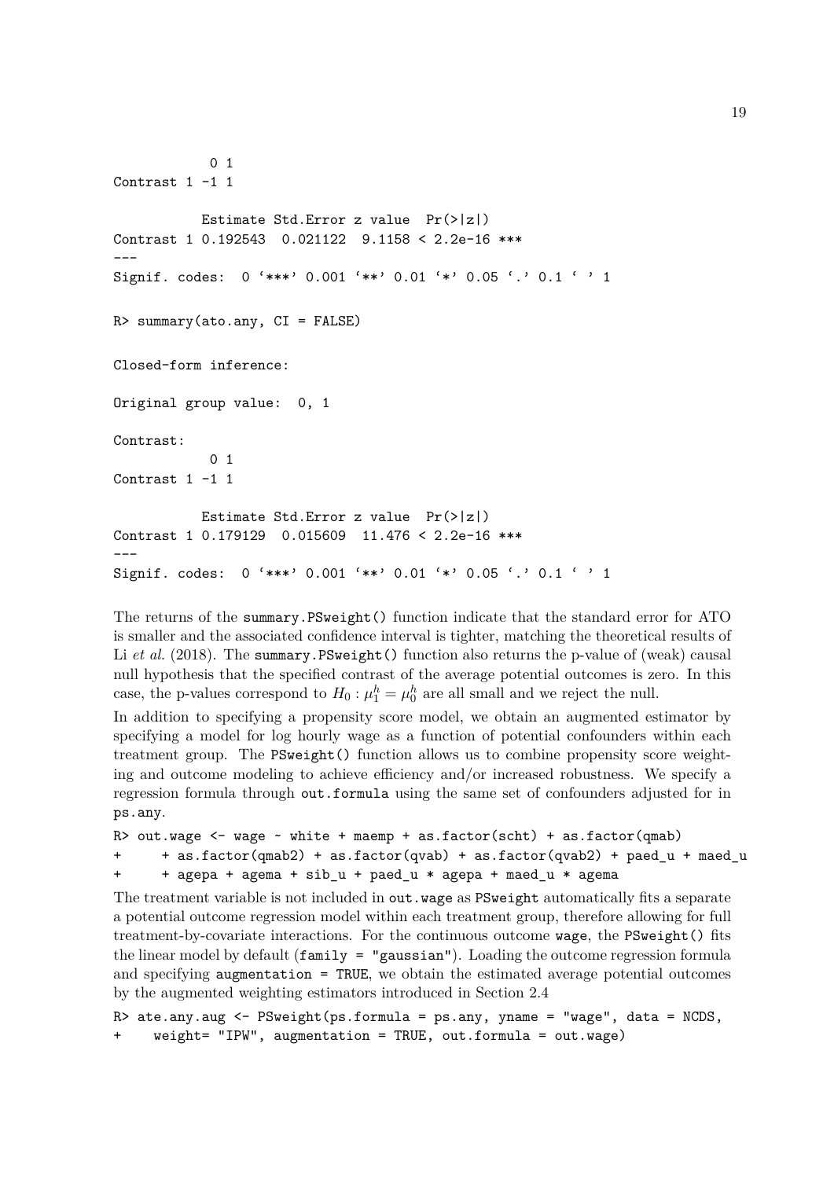```
           0 1
Contrast 1 -1 1

          Estimate Std.Error z value  Pr(>|z|)
Contrast 1 0.192543  0.021122  9.1158 < 2.2e-16 ***
---
Signif. codes:  0 '***' 0.001 '**' 0.01 '*' 0.05 '.' 0.1 ' ' 1

R> summary(ato.any, CI = FALSE)

Closed-form inference:

Original group value:  0, 1

Contrast:
           0 1
Contrast 1 -1 1

          Estimate Std.Error z value  Pr(>|z|)
Contrast 1 0.179129  0.015609  11.476 < 2.2e-16 ***
---
Signif. codes:  0 '***' 0.001 '**' 0.01 '*' 0.05 '.' 0.1 ' ' 1
```

The returns of the `summary.PSweight()` function indicate that the standard error for ATO is smaller and the associated confidence interval is tighter, matching the theoretical results of Li *et al.* (2018). The `summary.PSweight()` function also returns the p-value of (weak) causal null hypothesis that the specified contrast of the average potential outcomes is zero. In this case, the p-values correspond to $H_0 : \mu_1^h = \mu_0^h$ are all small and we reject the null.

In addition to specifying a propensity score model, we obtain an augmented estimator by specifying a model for log hourly wage as a function of potential confounders within each treatment group. The `PSweight()` function allows us to combine propensity score weighting and outcome modeling to achieve efficiency and/or increased robustness. We specify a regression formula through `out.formula` using the same set of confounders adjusted for in `ps.any`.

```
R> out.wage <- wage ~ white + maemp + as.factor(scht) + as.factor(qmab)
+     + as.factor(qmab2) + as.factor(qvab) + as.factor(qvab2) + paed_u + maed_u
+     + agepa + agema + sib_u + paed_u * agepa + maed_u * agema
```

The treatment variable is not included in `out.wage` as `PSweight` automatically fits a separate a potential outcome regression model within each treatment group, therefore allowing for full treatment-by-covariate interactions. For the continuous outcome `wage`, the `PSweight()` fits the linear model by default (`family = "gaussian"`). Loading the outcome regression formula and specifying `augmentation = TRUE`, we obtain the estimated average potential outcomes by the augmented weighting estimators introduced in Section 2.4

```
R> ate.any.aug <- PSweight(ps.formula = ps.any, yname = "wage", data = NCDS,
+    weight= "IPW", augmentation = TRUE, out.formula = out.wage)
```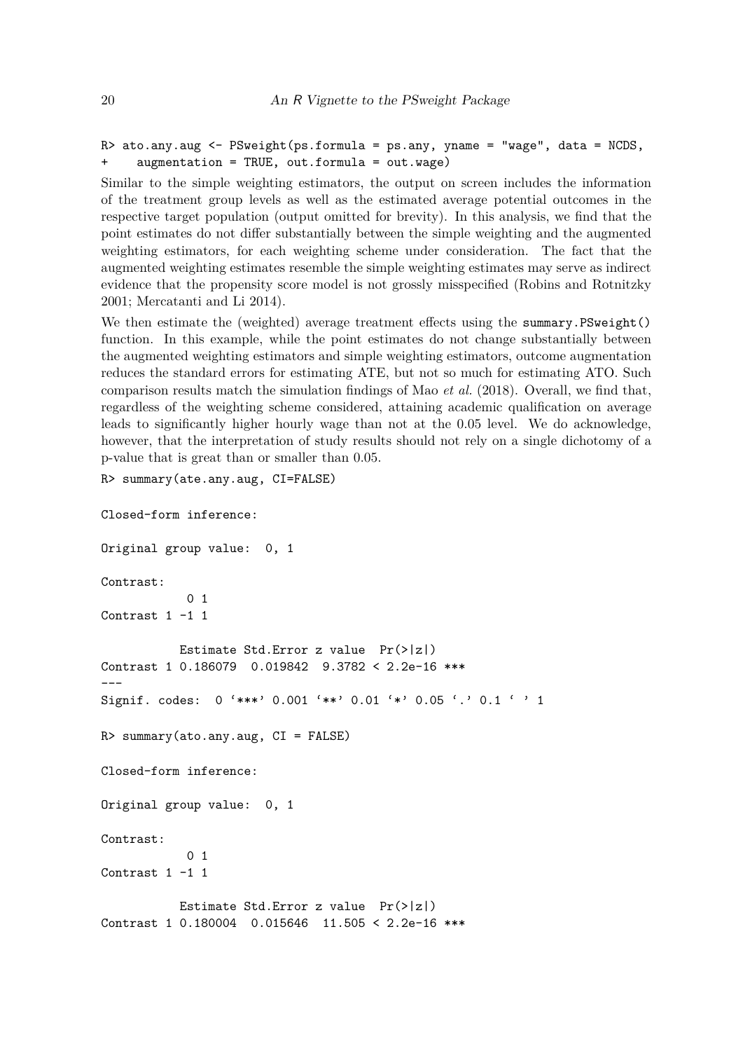```
R> ato.any.aug <- PSweight(ps.formula = ps.any, yname = "wage", data = NCDS,
+    augmentation = TRUE, out.formula = out.wage)
```

Similar to the simple weighting estimators, the output on screen includes the information of the treatment group levels as well as the estimated average potential outcomes in the respective target population (output omitted for brevity). In this analysis, we find that the point estimates do not differ substantially between the simple weighting and the augmented weighting estimators, for each weighting scheme under consideration. The fact that the augmented weighting estimates resemble the simple weighting estimates may serve as indirect evidence that the propensity score model is not grossly misspecified (Robins and Rotnitzky 2001; Mercatanti and Li 2014).

We then estimate the (weighted) average treatment effects using the `summary.PSweight()` function. In this example, while the point estimates do not change substantially between the augmented weighting estimators and simple weighting estimators, outcome augmentation reduces the standard errors for estimating ATE, but not so much for estimating ATO. Such comparison results match the simulation findings of Mao *et al.* (2018). Overall, we find that, regardless of the weighting scheme considered, attaining academic qualification on average leads to significantly higher hourly wage than not at the 0.05 level. We do acknowledge, however, that the interpretation of study results should not rely on a single dichotomy of a p-value that is great than or smaller than 0.05.

```
R> summary(ate.any.aug, CI=FALSE)

Closed-form inference:

Original group value:  0, 1

Contrast:
            0 1
Contrast 1 -1 1

           Estimate Std.Error z value  Pr(>|z|)
Contrast 1 0.186079  0.019842  9.3782 < 2.2e-16 ***
---
Signif. codes:  0 '***' 0.001 '**' 0.01 '*' 0.05 '.' 0.1 ' ' 1

R> summary(ato.any.aug, CI = FALSE)

Closed-form inference:

Original group value:  0, 1

Contrast:
            0 1
Contrast 1 -1 1

           Estimate Std.Error z value  Pr(>|z|)
Contrast 1 0.180004  0.015646  11.505 < 2.2e-16 ***
```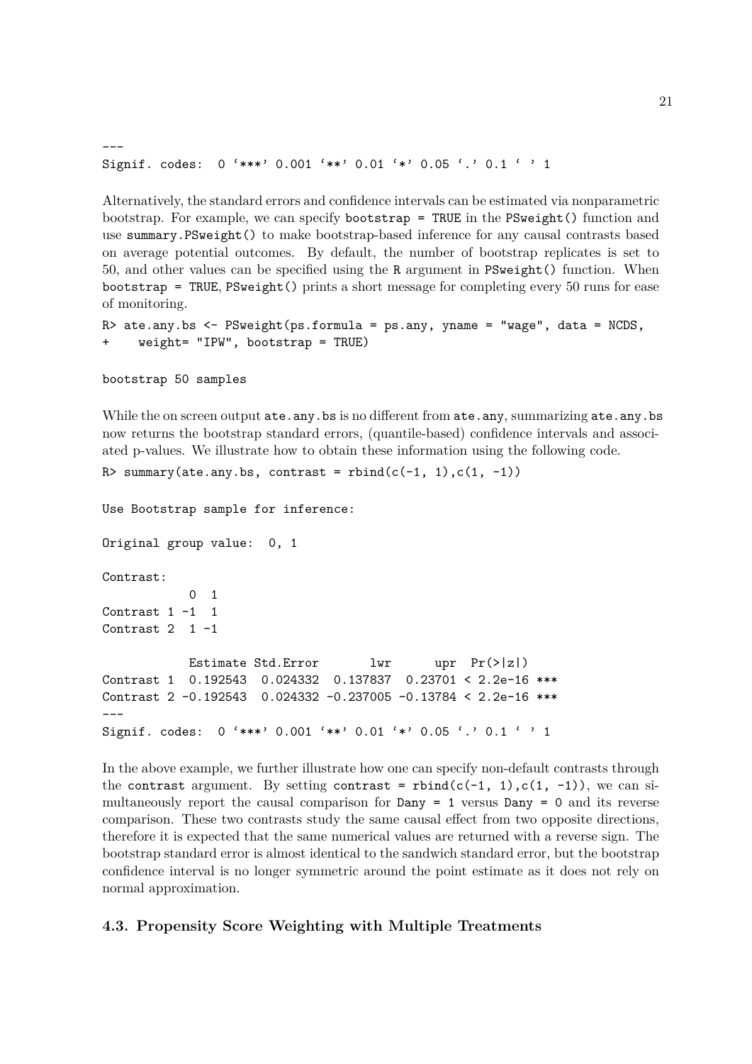```
---
Signif. codes:  0 '***' 0.001 '**' 0.01 '*' 0.05 '.' 0.1 ' ' 1
```

Alternatively, the standard errors and confidence intervals can be estimated via nonparametric bootstrap. For example, we can specify `bootstrap = TRUE` in the `PSweight()` function and use `summary.PSweight()` to make bootstrap-based inference for any causal contrasts based on average potential outcomes. By default, the number of bootstrap replicates is set to 50, and other values can be specified using the `R` argument in `PSweight()` function. When `bootstrap = TRUE`, `PSweight()` prints a short message for completing every 50 runs for ease of monitoring.

```
R> ate.any.bs <- PSweight(ps.formula = ps.any, yname = "wage", data = NCDS,
+    weight= "IPW", bootstrap = TRUE)

bootstrap 50 samples
```

While the on screen output `ate.any.bs` is no different from `ate.any`, summarizing `ate.any.bs` now returns the bootstrap standard errors, (quantile-based) confidence intervals and associated p-values. We illustrate how to obtain these information using the following code.

```
R> summary(ate.any.bs, contrast = rbind(c(-1, 1),c(1, -1))

Use Bootstrap sample for inference:

Original group value:  0, 1

Contrast:
            0  1
Contrast 1 -1  1
Contrast 2  1 -1

            Estimate Std.Error       lwr      upr  Pr(>|z|)
Contrast 1  0.192543  0.024332  0.137837  0.23701 < 2.2e-16 ***
Contrast 2 -0.192543  0.024332 -0.237005 -0.13784 < 2.2e-16 ***
---
Signif. codes:  0 '***' 0.001 '**' 0.01 '*' 0.05 '.' 0.1 ' ' 1
```

In the above example, we further illustrate how one can specify non-default contrasts through the `contrast` argument. By setting `contrast = rbind(c(-1, 1),c(1, -1))`, we can simultaneously report the causal comparison for `Dany = 1` versus `Dany = 0` and its reverse comparison. These two contrasts study the same causal effect from two opposite directions, therefore it is expected that the same numerical values are returned with a reverse sign. The bootstrap standard error is almost identical to the sandwich standard error, but the bootstrap confidence interval is no longer symmetric around the point estimate as it does not rely on normal approximation.

### 4.3. Propensity Score Weighting with Multiple Treatments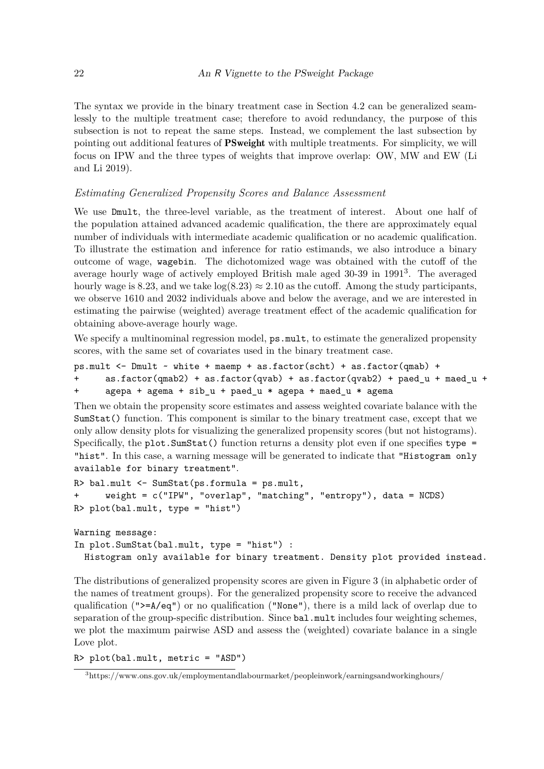The syntax we provide in the binary treatment case in Section 4.2 can be generalized seamlessly to the multiple treatment case; therefore to avoid redundancy, the purpose of this subsection is not to repeat the same steps. Instead, we complement the last subsection by pointing out additional features of **PSweight** with multiple treatments. For simplicity, we will focus on IPW and the three types of weights that improve overlap: OW, MW and EW (Li and Li 2019).

*Estimating Generalized Propensity Scores and Balance Assessment*

We use Dmult, the three-level variable, as the treatment of interest. About one half of the population attained advanced academic qualification, the there are approximately equal number of individuals with intermediate academic qualification or no academic qualification. To illustrate the estimation and inference for ratio estimands, we also introduce a binary outcome of wage, wagebin. The dichotomized wage was obtained with the cutoff of the average hourly wage of actively employed British male aged 30-39 in 1991[3]. The averaged hourly wage is 8.23, and we take $\log(8.23) \approx 2.10$ as the cutoff. Among the study participants, we observe 1610 and 2032 individuals above and below the average, and we are interested in estimating the pairwise (weighted) average treatment effect of the academic qualification for obtaining above-average hourly wage.

We specify a multinominal regression model, ps.mult, to estimate the generalized propensity scores, with the same set of covariates used in the binary treatment case.

```
ps.mult <- Dmult ~ white + maemp + as.factor(scht) + as.factor(qmab) +
+      as.factor(qmab2) + as.factor(qvab) + as.factor(qvab2) + paed_u + maed_u +
+      agepa + agema + sib_u + paed_u * agepa + maed_u * agema
```

Then we obtain the propensity score estimates and assess weighted covariate balance with the SumStat() function. This component is similar to the binary treatment case, except that we only allow density plots for visualizing the generalized propensity scores (but not histograms). Specifically, the plot.SumStat() function returns a density plot even if one specifies type = "hist". In this case, a warning message will be generated to indicate that "Histogram only available for binary treatment".

```
R> bal.mult <- SumStat(ps.formula = ps.mult,
+      weight = c("IPW", "overlap", "matching", "entropy"), data = NCDS)
R> plot(bal.mult, type = "hist")

Warning message:
In plot.SumStat(bal.mult, type = "hist") :
  Histogram only available for binary treatment. Density plot provided instead.
```

The distributions of generalized propensity scores are given in Figure 3 (in alphabetic order of the names of treatment groups). For the generalized propensity score to receive the advanced qualification (">=A/eq") or no qualification ("None"), there is a mild lack of overlap due to separation of the group-specific distribution. Since bal.mult includes four weighting schemes, we plot the maximum pairwise ASD and assess the (weighted) covariate balance in a single Love plot.

```
R> plot(bal.mult, metric = "ASD")
```

[3] https://www.ons.gov.uk/employmentandlabourmarket/peopleinwork/earningsandworkinghours/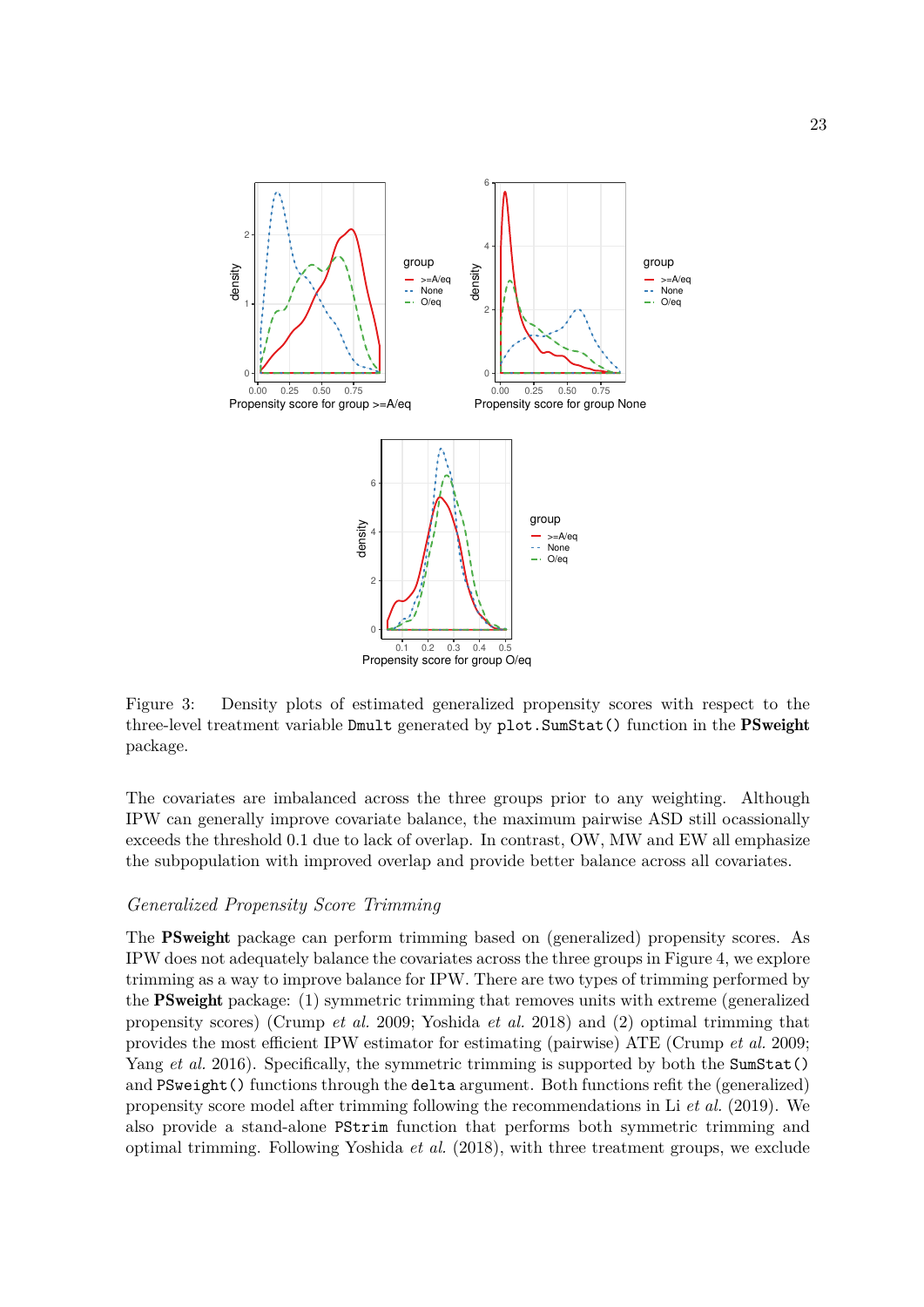Figure 3: Density plots of estimated generalized propensity scores with respect to the three-level treatment variable `Dmult` generated by `plot.SumStat()` function in the **PSweight** package.

The covariates are imbalanced across the three groups prior to any weighting. Although IPW can generally improve covariate balance, the maximum pairwise ASD still ocassionally exceeds the threshold 0.1 due to lack of overlap. In contrast, OW, MW and EW all emphasize the subpopulation with improved overlap and provide better balance across all covariates.

*Generalized Propensity Score Trimming*

The **PSweight** package can perform trimming based on (generalized) propensity scores. As IPW does not adequately balance the covariates across the three groups in Figure 4, we explore trimming as a way to improve balance for IPW. There are two types of trimming performed by the **PSweight** package: (1) symmetric trimming that removes units with extreme (generalized propensity scores) (Crump *et al.* 2009; Yoshida *et al.* 2018) and (2) optimal trimming that provides the most efficient IPW estimator for estimating (pairwise) ATE (Crump *et al.* 2009; Yang *et al.* 2016). Specifically, the symmetric trimming is supported by both the `SumStat()` and `PSweight()` functions through the `delta` argument. Both functions refit the (generalized) propensity score model after trimming following the recommendations in Li *et al.* (2019). We also provide a stand-alone `PStrim` function that performs both symmetric trimming and optimal trimming. Following Yoshida *et al.* (2018), with three treatment groups, we exclude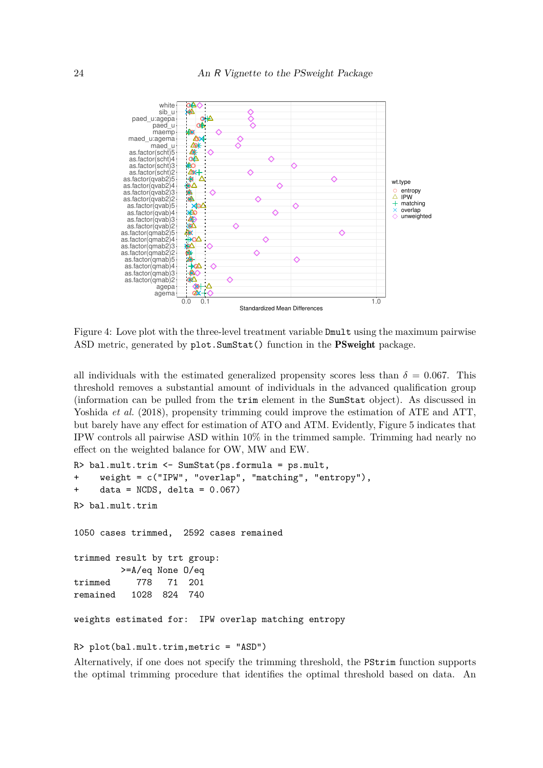Figure 4: Love plot with the three-level treatment variable `Dmult` using the maximum pairwise ASD metric, generated by `plot.SumStat()` function in the **PSweight** package.

all individuals with the estimated generalized propensity scores less than $\delta = 0.067$. This threshold removes a substantial amount of individuals in the advanced qualification group (information can be pulled from the `trim` element in the `SumStat` object). As discussed in Yoshida *et al.* (2018), propensity trimming could improve the estimation of ATE and ATT, but barely have any effect for estimation of ATO and ATM. Evidently, Figure 5 indicates that IPW controls all pairwise ASD within 10% in the trimmed sample. Trimming had nearly no effect on the weighted balance for OW, MW and EW.

```
R> bal.mult.trim <- SumStat(ps.formula = ps.mult,
+    weight = c("IPW", "overlap", "matching", "entropy"),
+    data = NCDS, delta = 0.067)
R> bal.mult.trim

1050 cases trimmed,  2592 cases remained

trimmed result by trt group:
         >=A/eq None O/eq
trimmed     778   71  201
remained   1028  824  740

weights estimated for:  IPW overlap matching entropy

R> plot(bal.mult.trim,metric = "ASD")
```

Alternatively, if one does not specify the trimming threshold, the `PStrim` function supports the optimal trimming procedure that identifies the optimal threshold based on data. An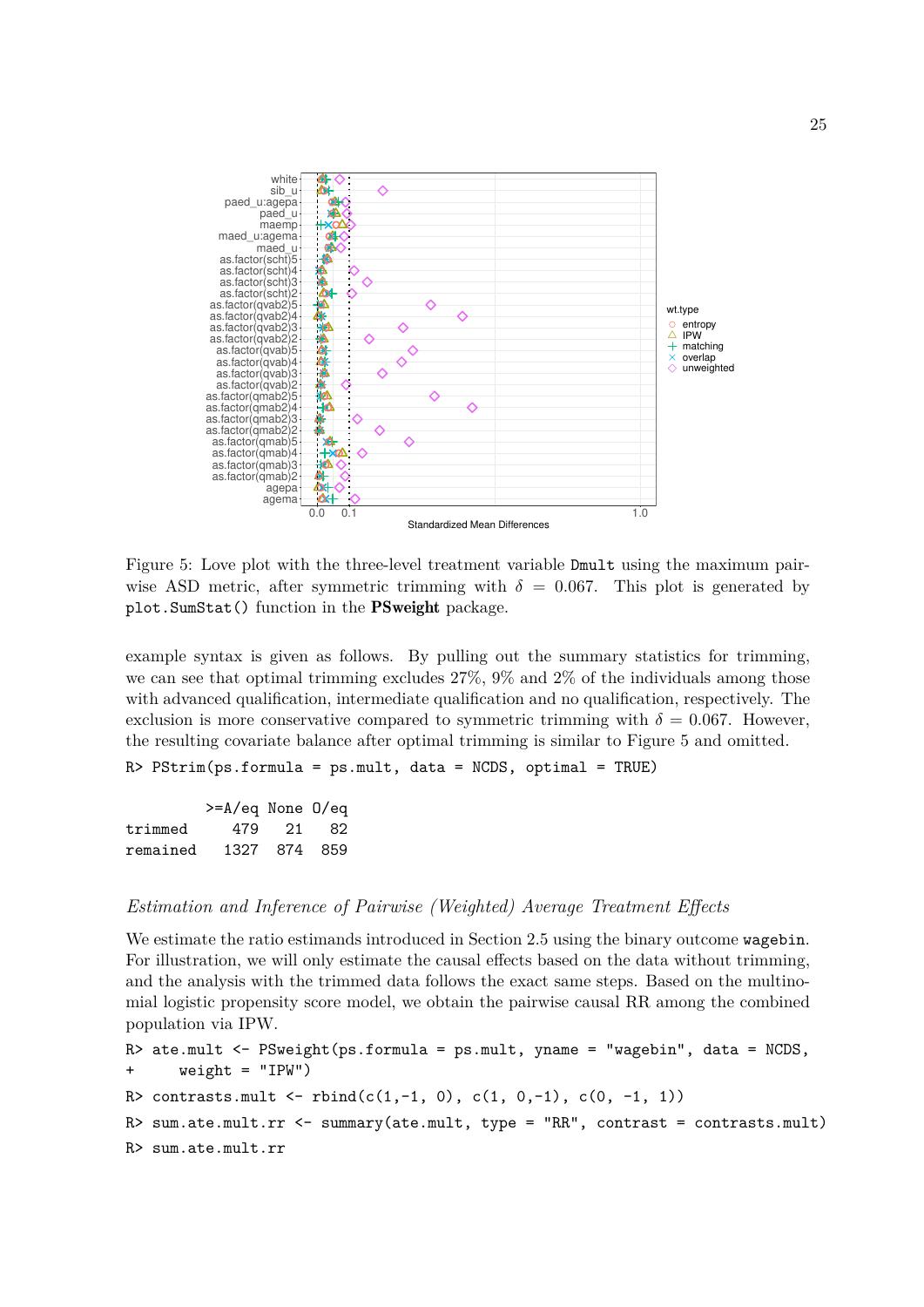Figure 5: Love plot with the three-level treatment variable Dmult using the maximum pairwise ASD metric, after symmetric trimming with $\delta = 0.067$. This plot is generated by plot.SumStat() function in the **PSweight** package.

example syntax is given as follows. By pulling out the summary statistics for trimming, we can see that optimal trimming excludes 27%, 9% and 2% of the individuals among those with advanced qualification, intermediate qualification and no qualification, respectively. The exclusion is more conservative compared to symmetric trimming with $\delta = 0.067$. However, the resulting covariate balance after optimal trimming is similar to Figure 5 and omitted.

```
R> PStrim(ps.formula = ps.mult, data = NCDS, optimal = TRUE)
```

```
         >=A/eq None O/eq
trimmed     479   21   82
remained   1327  874  859
```

*Estimation and Inference of Pairwise (Weighted) Average Treatment Effects*

We estimate the ratio estimands introduced in Section 2.5 using the binary outcome wagebin. For illustration, we will only estimate the causal effects based on the data without trimming, and the analysis with the trimmed data follows the exact same steps. Based on the multinomial logistic propensity score model, we obtain the pairwise causal RR among the combined population via IPW.

```
R> ate.mult <- PSweight(ps.formula = ps.mult, yname = "wagebin", data = NCDS,
+     weight = "IPW")
R> contrasts.mult <- rbind(c(1,-1, 0), c(1, 0,-1), c(0, -1, 1))
R> sum.ate.mult.rr <- summary(ate.mult, type = "RR", contrast = contrasts.mult)
R> sum.ate.mult.rr
```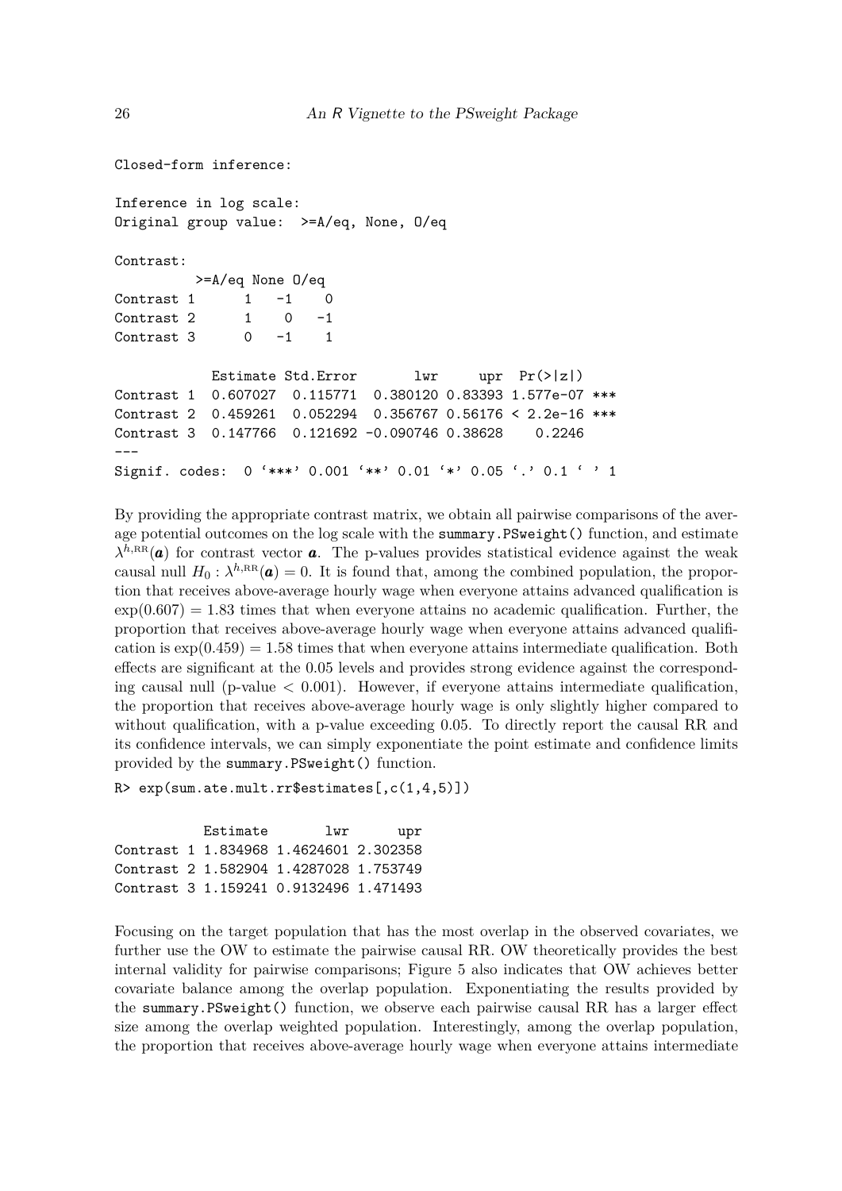```
Closed-form inference:

Inference in log scale:
Original group value:  >=A/eq, None, O/eq

Contrast:
          >=A/eq None O/eq
Contrast 1      1   -1    0
Contrast 2      1    0   -1
Contrast 3      0   -1    1

            Estimate Std.Error       lwr     upr  Pr(>|z|)    
Contrast 1  0.607027  0.115771  0.380120 0.83393 1.577e-07 ***
Contrast 2  0.459261  0.052294  0.356767 0.56176 < 2.2e-16 ***
Contrast 3  0.147766  0.121692 -0.090746 0.38628    0.2246    
---
Signif. codes:  0 '***' 0.001 '**' 0.01 '*' 0.05 '.' 0.1 ' ' 1
```

By providing the appropriate contrast matrix, we obtain all pairwise comparisons of the average potential outcomes on the log scale with the `summary.PSweight()` function, and estimate $\lambda^{h,\text{RR}}(\boldsymbol{a})$ for contrast vector $\boldsymbol{a}$. The p-values provides statistical evidence against the weak causal null $H_0 : \lambda^{h,\text{RR}}(\boldsymbol{a}) = 0$. It is found that, among the combined population, the proportion that receives above-average hourly wage when everyone attains advanced qualification is $\exp(0.607) = 1.83$ times that when everyone attains no academic qualification. Further, the proportion that receives above-average hourly wage when everyone attains advanced qualification is $\exp(0.459) = 1.58$ times that when everyone attains intermediate qualification. Both effects are significant at the 0.05 levels and provides strong evidence against the corresponding causal null (p-value $< 0.001$). However, if everyone attains intermediate qualification, the proportion that receives above-average hourly wage is only slightly higher compared to without qualification, with a p-value exceeding 0.05. To directly report the causal RR and its confidence intervals, we can simply exponentiate the point estimate and confidence limits provided by the `summary.PSweight()` function.

```
R> exp(sum.ate.mult.rr$estimates[,c(1,4,5)])

           Estimate       lwr      upr
Contrast 1 1.834968 1.4624601 2.302358
Contrast 2 1.582904 1.4287028 1.753749
Contrast 3 1.159241 0.9132496 1.471493
```

Focusing on the target population that has the most overlap in the observed covariates, we further use the OW to estimate the pairwise causal RR. OW theoretically provides the best internal validity for pairwise comparisons; Figure 5 also indicates that OW achieves better covariate balance among the overlap population. Exponentiating the results provided by the `summary.PSweight()` function, we observe each pairwise causal RR has a larger effect size among the overlap weighted population. Interestingly, among the overlap population, the proportion that receives above-average hourly wage when everyone attains intermediate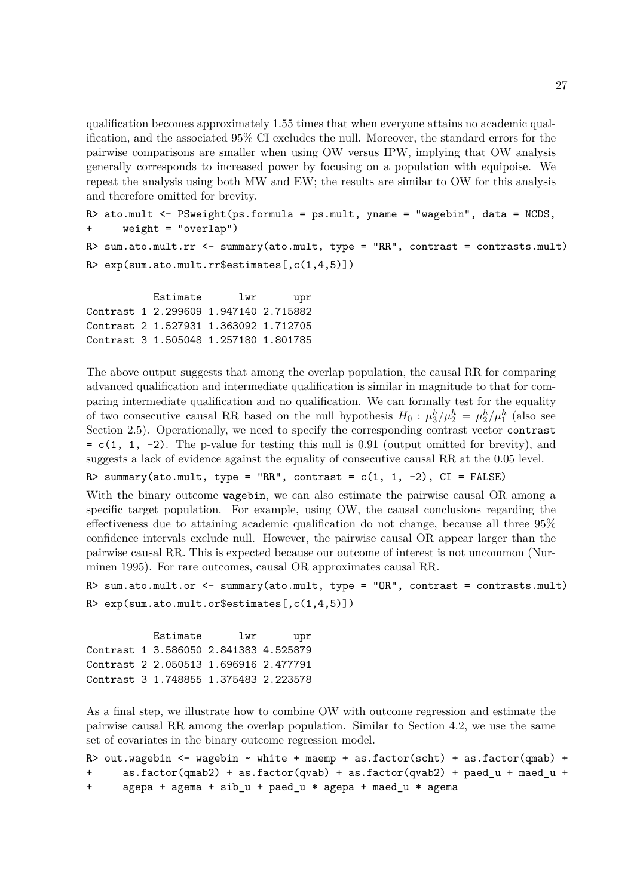qualification becomes approximately 1.55 times that when everyone attains no academic qualification, and the associated 95% CI excludes the null. Moreover, the standard errors for the pairwise comparisons are smaller when using OW versus IPW, implying that OW analysis generally corresponds to increased power by focusing on a population with equipoise. We repeat the analysis using both MW and EW; the results are similar to OW for this analysis and therefore omitted for brevity.

```
R> ato.mult <- PSweight(ps.formula = ps.mult, yname = "wagebin", data = NCDS,
+     weight = "overlap")
R> sum.ato.mult.rr <- summary(ato.mult, type = "RR", contrast = contrasts.mult)
R> exp(sum.ato.mult.rr$estimates[,c(1,4,5)])
```

```
           Estimate      lwr      upr
Contrast 1 2.299609 1.947140 2.715882
Contrast 2 1.527931 1.363092 1.712705
Contrast 3 1.505048 1.257180 1.801785
```

The above output suggests that among the overlap population, the causal RR for comparing advanced qualification and intermediate qualification is similar in magnitude to that for comparing intermediate qualification and no qualification. We can formally test for the equality of two consecutive causal RR based on the null hypothesis $H_0 : \mu_3^h/\mu_2^h = \mu_2^h/\mu_1^h$ (also see Section 2.5). Operationally, we need to specify the corresponding contrast vector `contrast = c(1, 1, -2)`. The p-value for testing this null is 0.91 (output omitted for brevity), and suggests a lack of evidence against the equality of consecutive causal RR at the 0.05 level.

```
R> summary(ato.mult, type = "RR", contrast = c(1, 1, -2), CI = FALSE)
```

With the binary outcome `wagebin`, we can also estimate the pairwise causal OR among a specific target population. For example, using OW, the causal conclusions regarding the effectiveness due to attaining academic qualification do not change, because all three 95% confidence intervals exclude null. However, the pairwise causal OR appear larger than the pairwise causal RR. This is expected because our outcome of interest is not uncommon (Nurminen 1995). For rare outcomes, causal OR approximates causal RR.

```
R> sum.ato.mult.or <- summary(ato.mult, type = "OR", contrast = contrasts.mult)
R> exp(sum.ato.mult.or$estimates[,c(1,4,5)])
```

```
           Estimate      lwr      upr
Contrast 1 3.586050 2.841383 4.525879
Contrast 2 2.050513 1.696916 2.477791
Contrast 3 1.748855 1.375483 2.223578
```

As a final step, we illustrate how to combine OW with outcome regression and estimate the pairwise causal RR among the overlap population. Similar to Section 4.2, we use the same set of covariates in the binary outcome regression model.

```
R> out.wagebin <- wagebin ~ white + maemp + as.factor(scht) + as.factor(qmab) +
+     as.factor(qmab2) + as.factor(qvab) + as.factor(qvab2) + paed_u + maed_u +
+     agepa + agema + sib_u + paed_u * agepa + maed_u * agema
```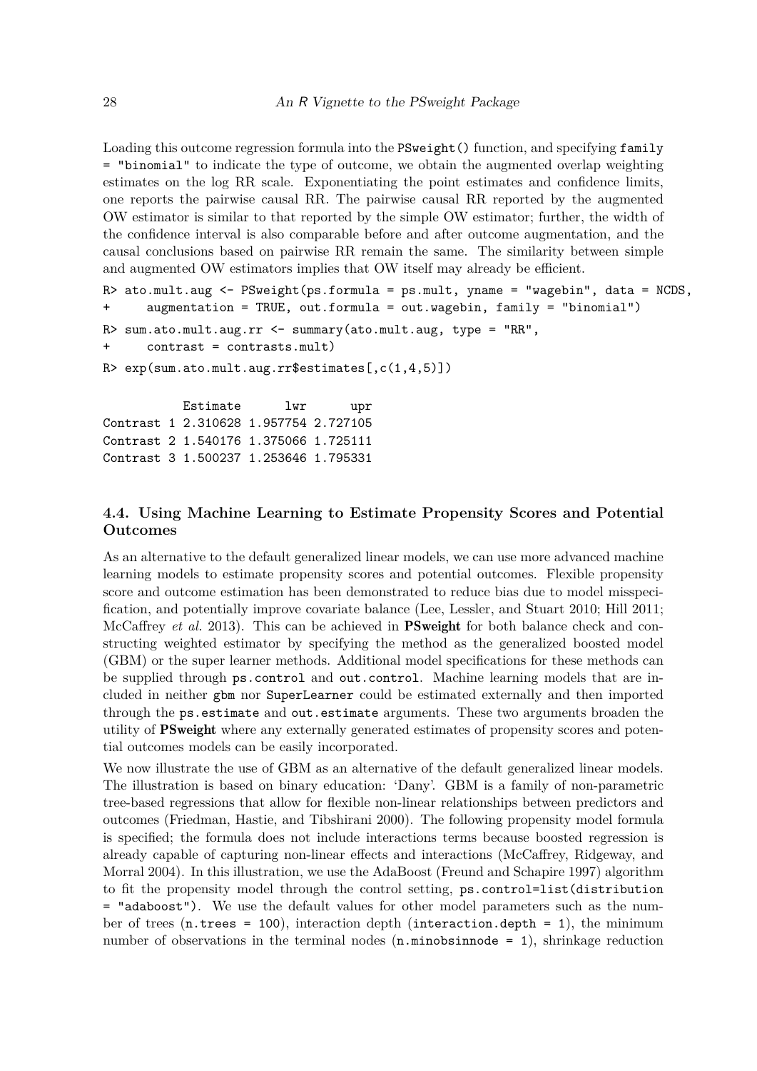Loading this outcome regression formula into the `PSweight()` function, and specifying `family = "binomial"` to indicate the type of outcome, we obtain the augmented overlap weighting estimates on the log RR scale. Exponentiating the point estimates and confidence limits, one reports the pairwise causal RR. The pairwise causal RR reported by the augmented OW estimator is similar to that reported by the simple OW estimator; further, the width of the confidence interval is also comparable before and after outcome augmentation, and the causal conclusions based on pairwise RR remain the same. The similarity between simple and augmented OW estimators implies that OW itself may already be efficient.

```
R> ato.mult.aug <- PSweight(ps.formula = ps.mult, yname = "wagebin", data = NCDS,
+     augmentation = TRUE, out.formula = out.wagebin, family = "binomial")
R> sum.ato.mult.aug.rr <- summary(ato.mult.aug, type = "RR",
+     contrast = contrasts.mult)
R> exp(sum.ato.mult.aug.rr$estimates[,c(1,4,5)])

           Estimate      lwr      upr
Contrast 1 2.310628 1.957754 2.727105
Contrast 2 1.540176 1.375066 1.725111
Contrast 3 1.500237 1.253646 1.795331
```

### 4.4. Using Machine Learning to Estimate Propensity Scores and Potential Outcomes

As an alternative to the default generalized linear models, we can use more advanced machine learning models to estimate propensity scores and potential outcomes. Flexible propensity score and outcome estimation has been demonstrated to reduce bias due to model misspecification, and potentially improve covariate balance (Lee, Lessler, and Stuart 2010; Hill 2011; McCaffrey *et al.* 2013). This can be achieved in **PSweight** for both balance check and constructing weighted estimator by specifying the method as the generalized boosted model (GBM) or the super learner methods. Additional model specifications for these methods can be supplied through `ps.control` and `out.control`. Machine learning models that are included in neither `gbm` nor `SuperLearner` could be estimated externally and then imported through the `ps.estimate` and `out.estimate` arguments. These two arguments broaden the utility of **PSweight** where any externally generated estimates of propensity scores and potential outcomes models can be easily incorporated.

We now illustrate the use of GBM as an alternative of the default generalized linear models. The illustration is based on binary education: 'Dany'. GBM is a family of non-parametric tree-based regressions that allow for flexible non-linear relationships between predictors and outcomes (Friedman, Hastie, and Tibshirani 2000). The following propensity model formula is specified; the formula does not include interactions terms because boosted regression is already capable of capturing non-linear effects and interactions (McCaffrey, Ridgeway, and Morral 2004). In this illustration, we use the AdaBoost (Freund and Schapire 1997) algorithm to fit the propensity model through the control setting, `ps.control=list(distribution = "adaboost")`. We use the default values for other model parameters such as the number of trees (`n.trees = 100`), interaction depth (`interaction.depth = 1`), the minimum number of observations in the terminal nodes (`n.minobsinnode = 1`), shrinkage reduction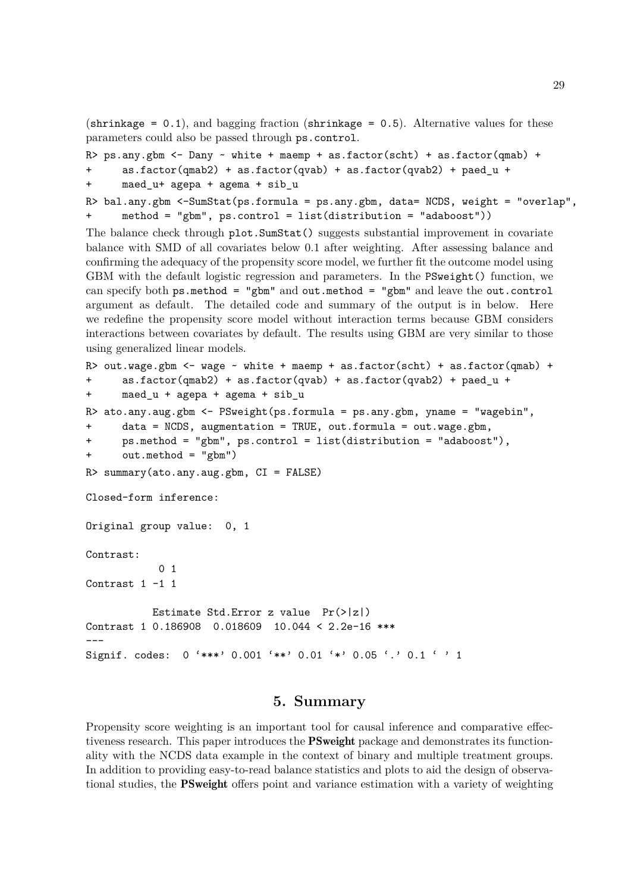(`shrinkage = 0.1`), and bagging fraction (`shrinkage = 0.5`). Alternative values for these parameters could also be passed through `ps.control`.

```
R> ps.any.gbm <- Dany ~ white + maemp + as.factor(scht) + as.factor(qmab) +
+     as.factor(qmab2) + as.factor(qvab) + as.factor(qvab2) + paed_u +
+     maed_u+ agepa + agema + sib_u
R> bal.any.gbm <-SumStat(ps.formula = ps.any.gbm, data= NCDS, weight = "overlap",
+     method = "gbm", ps.control = list(distribution = "adaboost"))
```

The balance check through `plot.SumStat()` suggests substantial improvement in covariate balance with SMD of all covariates below 0.1 after weighting. After assessing balance and confirming the adequacy of the propensity score model, we further fit the outcome model using GBM with the default logistic regression and parameters. In the `PSweight()` function, we can specify both `ps.method = "gbm"` and `out.method = "gbm"` and leave the `out.control` argument as default. The detailed code and summary of the output is in below. Here we redefine the propensity score model without interaction terms because GBM considers interactions between covariates by default. The results using GBM are very similar to those using generalized linear models.

```
R> out.wage.gbm <- wage ~ white + maemp + as.factor(scht) + as.factor(qmab) +
+     as.factor(qmab2) + as.factor(qvab) + as.factor(qvab2) + paed_u +
+     maed_u + agepa + agema + sib_u
R> ato.any.aug.gbm <- PSweight(ps.formula = ps.any.gbm, yname = "wagebin",
+     data = NCDS, augmentation = TRUE, out.formula = out.wage.gbm,
+     ps.method = "gbm", ps.control = list(distribution = "adaboost"),
+     out.method = "gbm")
R> summary(ato.any.aug.gbm, CI = FALSE)

Closed-form inference:

Original group value:  0, 1

Contrast:
           0 1
Contrast 1 -1 1

           Estimate Std.Error z value  Pr(>|z|)
Contrast 1 0.186908  0.018609  10.044 < 2.2e-16 ***
---
Signif. codes:  0 '***' 0.001 '**' 0.01 '*' 0.05 '.' 0.1 ' ' 1
```

## 5. Summary

Propensity score weighting is an important tool for causal inference and comparative effectiveness research. This paper introduces the **PSweight** package and demonstrates its functionality with the NCDS data example in the context of binary and multiple treatment groups. In addition to providing easy-to-read balance statistics and plots to aid the design of observational studies, the **PSweight** offers point and variance estimation with a variety of weighting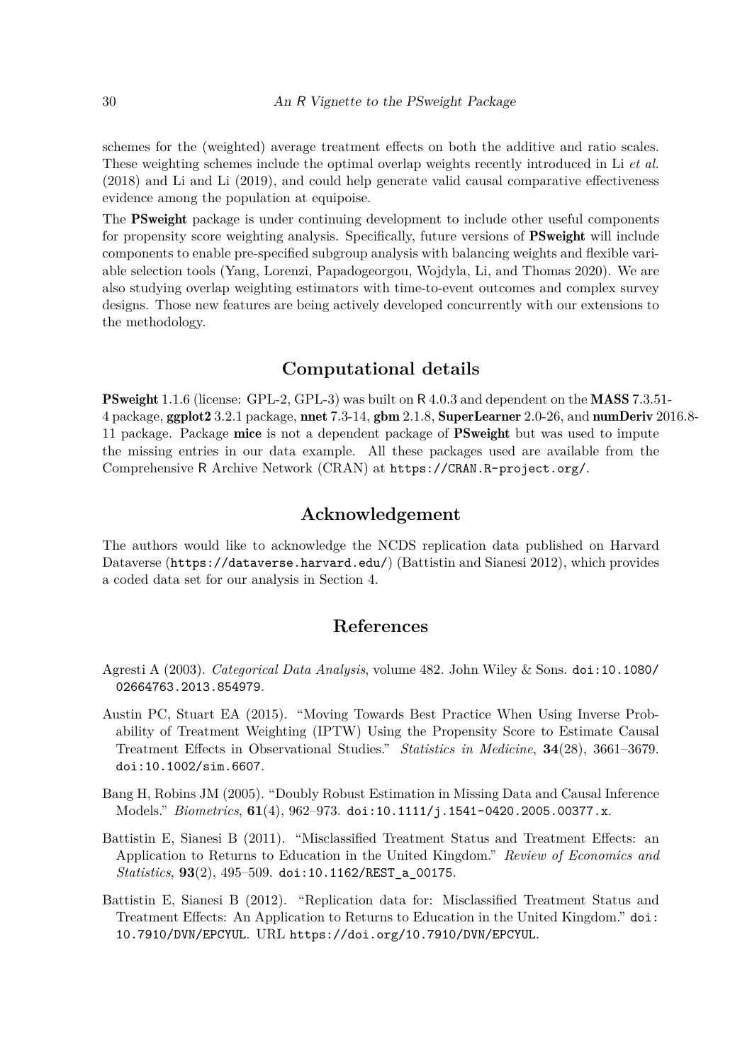schemes for the (weighted) average treatment effects on both the additive and ratio scales. These weighting schemes include the optimal overlap weights recently introduced in Li *et al.* (2018) and Li and Li (2019), and could help generate valid causal comparative effectiveness evidence among the population at equipoise.

The **PSweight** package is under continuing development to include other useful components for propensity score weighting analysis. Specifically, future versions of **PSweight** will include components to enable pre-specified subgroup analysis with balancing weights and flexible variable selection tools (Yang, Lorenzi, Papadogeorgou, Wojdyla, Li, and Thomas 2020). We are also studying overlap weighting estimators with time-to-event outcomes and complex survey designs. Those new features are being actively developed concurrently with our extensions to the methodology.

## Computational details

**PSweight** 1.1.6 (license: GPL-2, GPL-3) was built on R 4.0.3 and dependent on the **MASS** 7.3.51-4 package, **ggplot2** 3.2.1 package, **nnet** 7.3-14, **gbm** 2.1.8, **SuperLearner** 2.0-26, and **numDeriv** 2016.8-11 package. Package **mice** is not a dependent package of **PSweight** but was used to impute the missing entries in our data example. All these packages used are available from the Comprehensive R Archive Network (CRAN) at `https://CRAN.R-project.org/`.

## Acknowledgement

The authors would like to acknowledge the NCDS replication data published on Harvard Dataverse (`https://dataverse.harvard.edu/`) (Battistin and Sianesi 2012), which provides a coded data set for our analysis in Section 4.

## References

Agresti A (2003). *Categorical Data Analysis*, volume 482. John Wiley & Sons. `doi:10.1080/02664763.2013.854979`.

Austin PC, Stuart EA (2015). "Moving Towards Best Practice When Using Inverse Probability of Treatment Weighting (IPTW) Using the Propensity Score to Estimate Causal Treatment Effects in Observational Studies." *Statistics in Medicine*, **34**(28), 3661–3679. `doi:10.1002/sim.6607`.

Bang H, Robins JM (2005). "Doubly Robust Estimation in Missing Data and Causal Inference Models." *Biometrics*, **61**(4), 962–973. `doi:10.1111/j.1541-0420.2005.00377.x`.

Battistin E, Sianesi B (2011). "Misclassified Treatment Status and Treatment Effects: an Application to Returns to Education in the United Kingdom." *Review of Economics and Statistics*, **93**(2), 495–509. `doi:10.1162/REST_a_00175`.

Battistin E, Sianesi B (2012). "Replication data for: Misclassified Treatment Status and Treatment Effects: An Application to Returns to Education in the United Kingdom." `doi:10.7910/DVN/EPCYUL`. URL `https://doi.org/10.7910/DVN/EPCYUL`.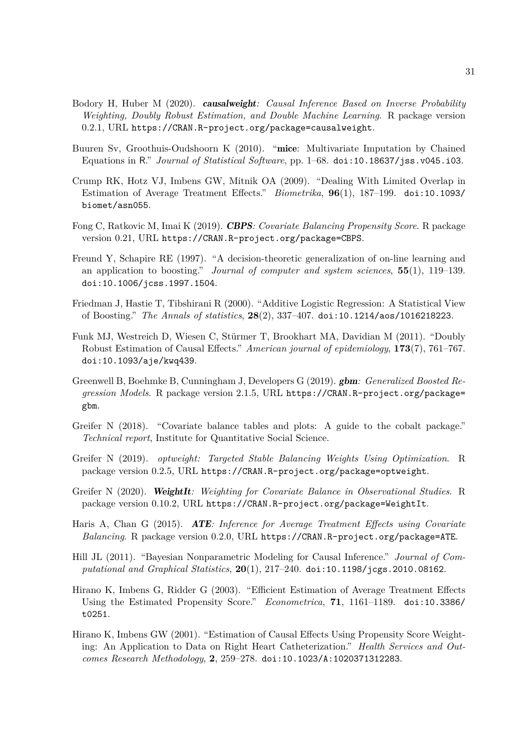Bodory H, Huber M (2020). ***causalweight****: Causal Inference Based on Inverse Probability Weighting, Doubly Robust Estimation, and Double Machine Learning*. R package version 0.2.1, URL `https://CRAN.R-project.org/package=causalweight`.

Buuren Sv, Groothuis-Oudshoorn K (2010). "**mice**: Multivariate Imputation by Chained Equations in R." *Journal of Statistical Software*, pp. 1–68. `doi:10.18637/jss.v045.i03`.

Crump RK, Hotz VJ, Imbens GW, Mitnik OA (2009). "Dealing With Limited Overlap in Estimation of Average Treatment Effects." *Biometrika*, **96**(1), 187–199. `doi:10.1093/biomet/asn055`.

Fong C, Ratkovic M, Imai K (2019). ***CBPS****: Covariate Balancing Propensity Score*. R package version 0.21, URL `https://CRAN.R-project.org/package=CBPS`.

Freund Y, Schapire RE (1997). "A decision-theoretic generalization of on-line learning and an application to boosting." *Journal of computer and system sciences*, **55**(1), 119–139. `doi:10.1006/jcss.1997.1504`.

Friedman J, Hastie T, Tibshirani R (2000). "Additive Logistic Regression: A Statistical View of Boosting." *The Annals of statistics*, **28**(2), 337–407. `doi:10.1214/aos/1016218223`.

Funk MJ, Westreich D, Wiesen C, Stürmer T, Brookhart MA, Davidian M (2011). "Doubly Robust Estimation of Causal Effects." *American journal of epidemiology*, **173**(7), 761–767. `doi:10.1093/aje/kwq439`.

Greenwell B, Boehmke B, Cunningham J, Developers G (2019). ***gbm****: Generalized Boosted Regression Models*. R package version 2.1.5, URL `https://CRAN.R-project.org/package=gbm`.

Greifer N (2018). "Covariate balance tables and plots: A guide to the cobalt package." *Technical report*, Institute for Quantitative Social Science.

Greifer N (2019). *optweight: Targeted Stable Balancing Weights Using Optimization*. R package version 0.2.5, URL `https://CRAN.R-project.org/package=optweight`.

Greifer N (2020). ***WeightIt****: Weighting for Covariate Balance in Observational Studies*. R package version 0.10.2, URL `https://CRAN.R-project.org/package=WeightIt`.

Haris A, Chan G (2015). ***ATE****: Inference for Average Treatment Effects using Covariate Balancing*. R package version 0.2.0, URL `https://CRAN.R-project.org/package=ATE`.

Hill JL (2011). "Bayesian Nonparametric Modeling for Causal Inference." *Journal of Computational and Graphical Statistics*, **20**(1), 217–240. `doi:10.1198/jcgs.2010.08162`.

Hirano K, Imbens G, Ridder G (2003). "Efficient Estimation of Average Treatment Effects Using the Estimated Propensity Score." *Econometrica*, **71**, 1161–1189. `doi:10.3386/t0251`.

Hirano K, Imbens GW (2001). "Estimation of Causal Effects Using Propensity Score Weighting: An Application to Data on Right Heart Catheterization." *Health Services and Outcomes Research Methodology*, **2**, 259–278. `doi:10.1023/A:1020371312283`.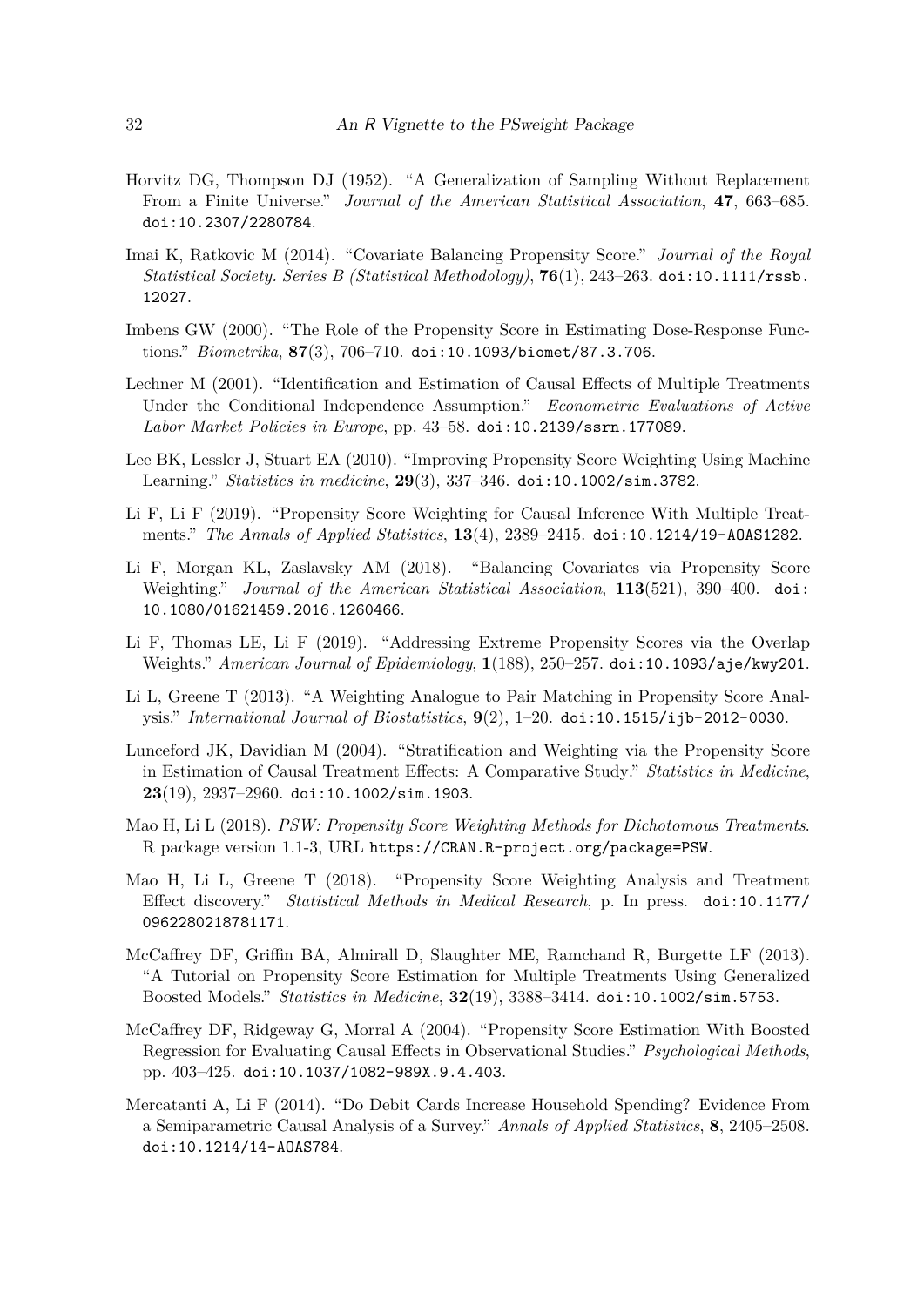Horvitz DG, Thompson DJ (1952). "A Generalization of Sampling Without Replacement From a Finite Universe." *Journal of the American Statistical Association*, **47**, 663–685. doi:10.2307/2280784.

Imai K, Ratkovic M (2014). "Covariate Balancing Propensity Score." *Journal of the Royal Statistical Society. Series B (Statistical Methodology)*, **76**(1), 243–263. doi:10.1111/rssb.12027.

Imbens GW (2000). "The Role of the Propensity Score in Estimating Dose-Response Functions." *Biometrika*, **87**(3), 706–710. doi:10.1093/biomet/87.3.706.

Lechner M (2001). "Identification and Estimation of Causal Effects of Multiple Treatments Under the Conditional Independence Assumption." *Econometric Evaluations of Active Labor Market Policies in Europe*, pp. 43–58. doi:10.2139/ssrn.177089.

Lee BK, Lessler J, Stuart EA (2010). "Improving Propensity Score Weighting Using Machine Learning." *Statistics in medicine*, **29**(3), 337–346. doi:10.1002/sim.3782.

Li F, Li F (2019). "Propensity Score Weighting for Causal Inference With Multiple Treatments." *The Annals of Applied Statistics*, **13**(4), 2389–2415. doi:10.1214/19-AOAS1282.

Li F, Morgan KL, Zaslavsky AM (2018). "Balancing Covariates via Propensity Score Weighting." *Journal of the American Statistical Association*, **113**(521), 390–400. doi:10.1080/01621459.2016.1260466.

Li F, Thomas LE, Li F (2019). "Addressing Extreme Propensity Scores via the Overlap Weights." *American Journal of Epidemiology*, **1**(188), 250–257. doi:10.1093/aje/kwy201.

Li L, Greene T (2013). "A Weighting Analogue to Pair Matching in Propensity Score Analysis." *International Journal of Biostatistics*, **9**(2), 1–20. doi:10.1515/ijb-2012-0030.

Lunceford JK, Davidian M (2004). "Stratification and Weighting via the Propensity Score in Estimation of Causal Treatment Effects: A Comparative Study." *Statistics in Medicine*, **23**(19), 2937–2960. doi:10.1002/sim.1903.

Mao H, Li L (2018). *PSW: Propensity Score Weighting Methods for Dichotomous Treatments*. R package version 1.1-3, URL https://CRAN.R-project.org/package=PSW.

Mao H, Li L, Greene T (2018). "Propensity Score Weighting Analysis and Treatment Effect discovery." *Statistical Methods in Medical Research*, p. In press. doi:10.1177/0962280218781171.

McCaffrey DF, Griffin BA, Almirall D, Slaughter ME, Ramchand R, Burgette LF (2013). "A Tutorial on Propensity Score Estimation for Multiple Treatments Using Generalized Boosted Models." *Statistics in Medicine*, **32**(19), 3388–3414. doi:10.1002/sim.5753.

McCaffrey DF, Ridgeway G, Morral A (2004). "Propensity Score Estimation With Boosted Regression for Evaluating Causal Effects in Observational Studies." *Psychological Methods*, pp. 403–425. doi:10.1037/1082-989X.9.4.403.

Mercatanti A, Li F (2014). "Do Debit Cards Increase Household Spending? Evidence From a Semiparametric Causal Analysis of a Survey." *Annals of Applied Statistics*, **8**, 2405–2508. doi:10.1214/14-AOAS784.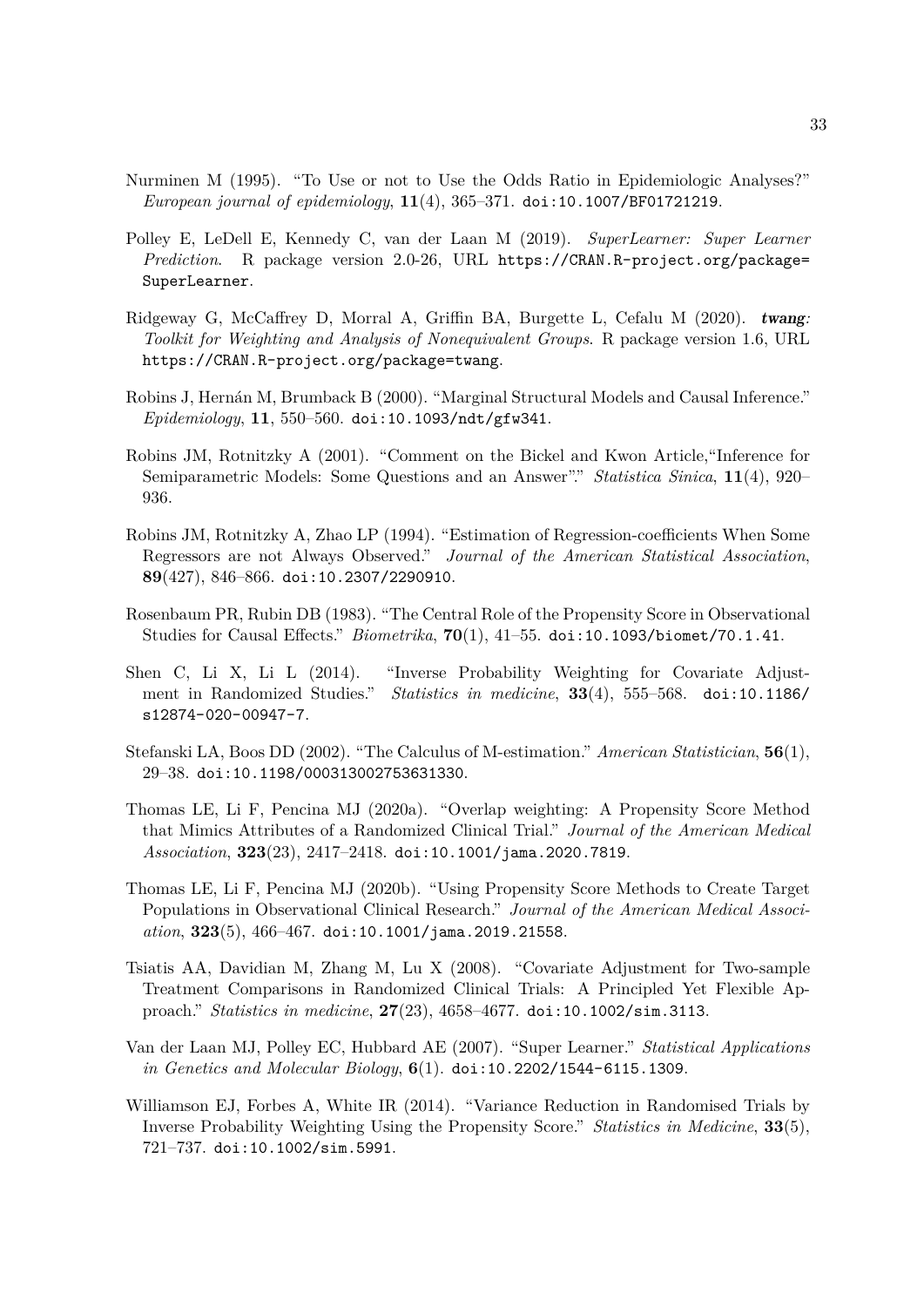Nurminen M (1995). "To Use or not to Use the Odds Ratio in Epidemiologic Analyses?" *European journal of epidemiology*, **11**(4), 365–371. doi:10.1007/BF01721219.

Polley E, LeDell E, Kennedy C, van der Laan M (2019). *SuperLearner: Super Learner Prediction*. R package version 2.0-26, URL https://CRAN.R-project.org/package=SuperLearner.

Ridgeway G, McCaffrey D, Morral A, Griffin BA, Burgette L, Cefalu M (2020). ***twang****: Toolkit for Weighting and Analysis of Nonequivalent Groups*. R package version 1.6, URL https://CRAN.R-project.org/package=twang.

Robins J, Hernán M, Brumback B (2000). "Marginal Structural Models and Causal Inference." *Epidemiology*, **11**, 550–560. doi:10.1093/ndt/gfw341.

Robins JM, Rotnitzky A (2001). "Comment on the Bickel and Kwon Article,"Inference for Semiparametric Models: Some Questions and an Answer"." *Statistica Sinica*, **11**(4), 920–936.

Robins JM, Rotnitzky A, Zhao LP (1994). "Estimation of Regression-coefficients When Some Regressors are not Always Observed." *Journal of the American Statistical Association*, **89**(427), 846–866. doi:10.2307/2290910.

Rosenbaum PR, Rubin DB (1983). "The Central Role of the Propensity Score in Observational Studies for Causal Effects." *Biometrika*, **70**(1), 41–55. doi:10.1093/biomet/70.1.41.

Shen C, Li X, Li L (2014). "Inverse Probability Weighting for Covariate Adjustment in Randomized Studies." *Statistics in medicine*, **33**(4), 555–568. doi:10.1186/s12874-020-00947-7.

Stefanski LA, Boos DD (2002). "The Calculus of M-estimation." *American Statistician*, **56**(1), 29–38. doi:10.1198/000313002753631330.

Thomas LE, Li F, Pencina MJ (2020a). "Overlap weighting: A Propensity Score Method that Mimics Attributes of a Randomized Clinical Trial." *Journal of the American Medical Association*, **323**(23), 2417–2418. doi:10.1001/jama.2020.7819.

Thomas LE, Li F, Pencina MJ (2020b). "Using Propensity Score Methods to Create Target Populations in Observational Clinical Research." *Journal of the American Medical Association*, **323**(5), 466–467. doi:10.1001/jama.2019.21558.

Tsiatis AA, Davidian M, Zhang M, Lu X (2008). "Covariate Adjustment for Two-sample Treatment Comparisons in Randomized Clinical Trials: A Principled Yet Flexible Approach." *Statistics in medicine*, **27**(23), 4658–4677. doi:10.1002/sim.3113.

Van der Laan MJ, Polley EC, Hubbard AE (2007). "Super Learner." *Statistical Applications in Genetics and Molecular Biology*, **6**(1). doi:10.2202/1544-6115.1309.

Williamson EJ, Forbes A, White IR (2014). "Variance Reduction in Randomised Trials by Inverse Probability Weighting Using the Propensity Score." *Statistics in Medicine*, **33**(5), 721–737. doi:10.1002/sim.5991.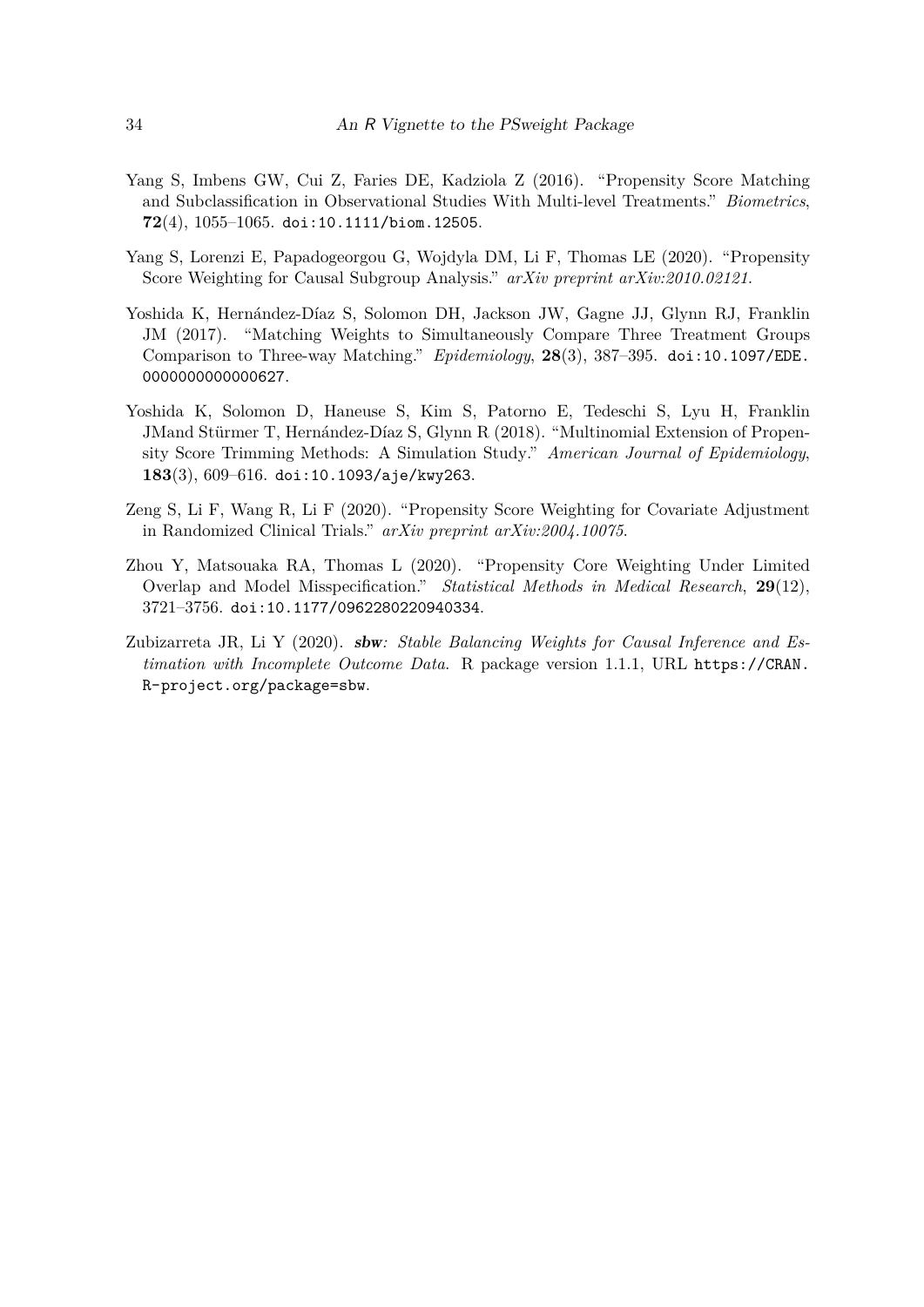Yang S, Imbens GW, Cui Z, Faries DE, Kadziola Z (2016). "Propensity Score Matching and Subclassification in Observational Studies With Multi-level Treatments." *Biometrics*, **72**(4), 1055–1065. doi:10.1111/biom.12505.

Yang S, Lorenzi E, Papadogeorgou G, Wojdyla DM, Li F, Thomas LE (2020). "Propensity Score Weighting for Causal Subgroup Analysis." *arXiv preprint arXiv:2010.02121*.

Yoshida K, Hernández-Díaz S, Solomon DH, Jackson JW, Gagne JJ, Glynn RJ, Franklin JM (2017). "Matching Weights to Simultaneously Compare Three Treatment Groups Comparison to Three-way Matching." *Epidemiology*, **28**(3), 387–395. doi:10.1097/EDE.0000000000000627.

Yoshida K, Solomon D, Haneuse S, Kim S, Patorno E, Tedeschi S, Lyu H, Franklin JMand Stürmer T, Hernández-Díaz S, Glynn R (2018). "Multinomial Extension of Propensity Score Trimming Methods: A Simulation Study." *American Journal of Epidemiology*, **183**(3), 609–616. doi:10.1093/aje/kwy263.

Zeng S, Li F, Wang R, Li F (2020). "Propensity Score Weighting for Covariate Adjustment in Randomized Clinical Trials." *arXiv preprint arXiv:2004.10075*.

Zhou Y, Matsouaka RA, Thomas L (2020). "Propensity Core Weighting Under Limited Overlap and Model Misspecification." *Statistical Methods in Medical Research*, **29**(12), 3721–3756. doi:10.1177/0962280220940334.

Zubizarreta JR, Li Y (2020). ***sbw**: Stable Balancing Weights for Causal Inference and Estimation with Incomplete Outcome Data.* R package version 1.1.1, URL https://CRAN.R-project.org/package=sbw.